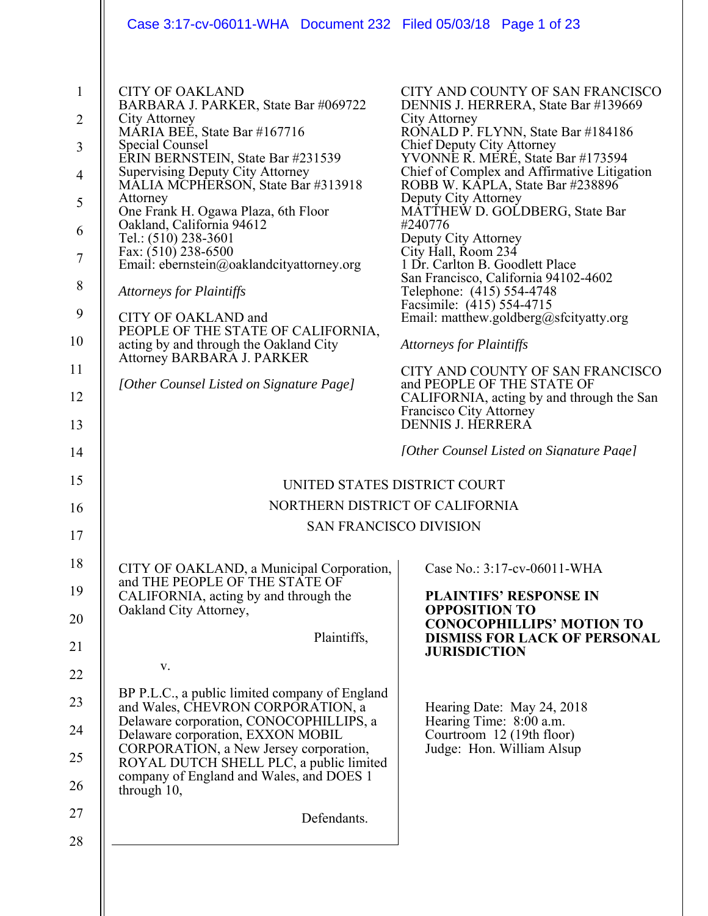CITY OF OAKLAND
BARBARA J. PARKER, State Bar #069722
City Attorney
MARIA BEE, State Bar #167716
Special Counsel
ERIN BERNSTEIN, State Bar #231539
Supervising Deputy City Attorney
MALIA MCPHERSON, State Bar #313918
Attorney
One Frank H. Ogawa Plaza, 6th Floor
Oakland, California 94612
Tel.: (510) 238-3601
Fax: (510) 238-6500
Email: ebernstein@oaklandcityattorney.org

*Attorneys for Plaintiffs*

CITY OF OAKLAND and
PEOPLE OF THE STATE OF CALIFORNIA,
acting by and through the Oakland City
Attorney BARBARA J. PARKER

*[Other Counsel Listed on Signature Page]*

CITY AND COUNTY OF SAN FRANCISCO
DENNIS J. HERRERA, State Bar #139669
City Attorney
RONALD P. FLYNN, State Bar #184186
Chief Deputy City Attorney
YVONNE R. MERÉ, State Bar #173594
Chief of Complex and Affirmative Litigation
ROBB W. KAPLA, State Bar #238896
Deputy City Attorney
MATTHEW D. GOLDBERG, State Bar
#240776
Deputy City Attorney
City Hall, Room 234
1 Dr. Carlton B. Goodlett Place
San Francisco, California 94102-4602
Telephone: (415) 554-4748
Facsimile: (415) 554-4715
Email: matthew.goldberg@sfcityatty.org

*Attorneys for Plaintiffs*

CITY AND COUNTY OF SAN FRANCISCO
and PEOPLE OF THE STATE OF
CALIFORNIA, acting by and through the San
Francisco City Attorney
DENNIS J. HERRERA

*[Other Counsel Listed on Signature Page]*

UNITED STATES DISTRICT COURT
NORTHERN DISTRICT OF CALIFORNIA
SAN FRANCISCO DIVISION

CITY OF OAKLAND, a Municipal Corporation, and THE PEOPLE OF THE STATE OF CALIFORNIA, acting by and through the Oakland City Attorney,

Plaintiffs,

v.

BP P.L.C., a public limited company of England and Wales, CHEVRON CORPORATION, a Delaware corporation, CONOCOPHILLIPS, a Delaware corporation, EXXON MOBIL CORPORATION, a New Jersey corporation, ROYAL DUTCH SHELL PLC, a public limited company of England and Wales, and DOES 1 through 10,

Defendants.

Case No.: 3:17-cv-06011-WHA

**PLAINTIFFS' RESPONSE IN OPPOSITION TO CONOCOPHILLIPS' MOTION TO DISMISS FOR LACK OF PERSONAL JURISDICTION**

Hearing Date: May 24, 2018
Hearing Time: 8:00 a.m.
Courtroom 12 (19th floor)
Judge: Hon. William Alsup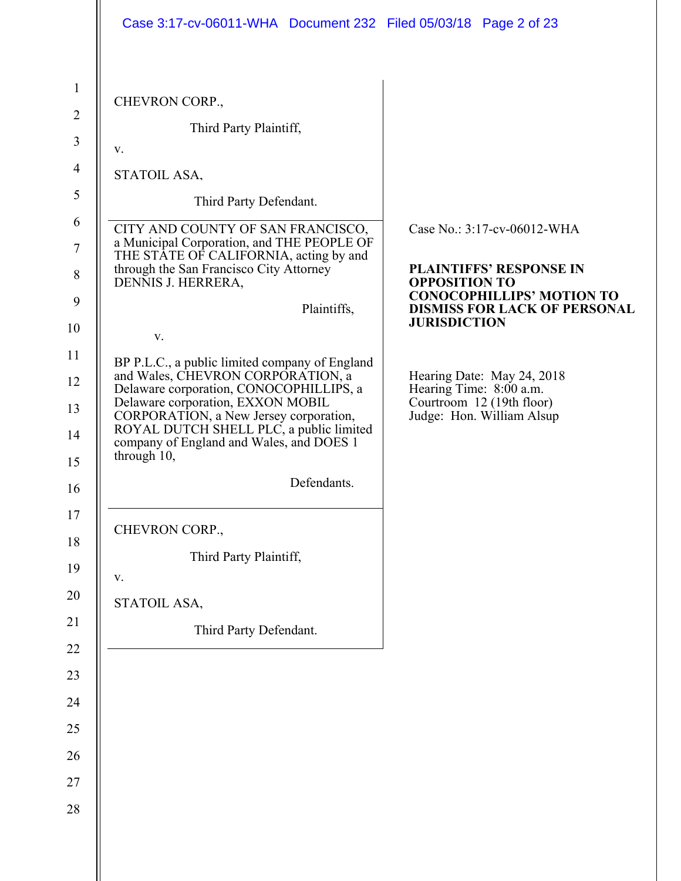CHEVRON CORP.,

Third Party Plaintiff,

v.

STATOIL ASA,

Third Party Defendant.

---

CITY AND COUNTY OF SAN FRANCISCO, a Municipal Corporation, and THE PEOPLE OF THE STATE OF CALIFORNIA, acting by and through the San Francisco City Attorney DENNIS J. HERRERA,

Plaintiffs,

v.

BP P.L.C., a public limited company of England and Wales, CHEVRON CORPORATION, a Delaware corporation, CONOCOPHILLIPS, a Delaware corporation, EXXON MOBIL CORPORATION, a New Jersey corporation, ROYAL DUTCH SHELL PLC, a public limited company of England and Wales, and DOES 1 through 10,

Defendants.

Case No.: 3:17-cv-06012-WHA

**PLAINTIFFS' RESPONSE IN OPPOSITION TO CONOCOPHILLIPS' MOTION TO DISMISS FOR LACK OF PERSONAL JURISDICTION**

Hearing Date: May 24, 2018
Hearing Time: 8:00 a.m.
Courtroom 12 (19th floor)
Judge: Hon. William Alsup

---

CHEVRON CORP.,

Third Party Plaintiff,

v.

STATOIL ASA,

Third Party Defendant.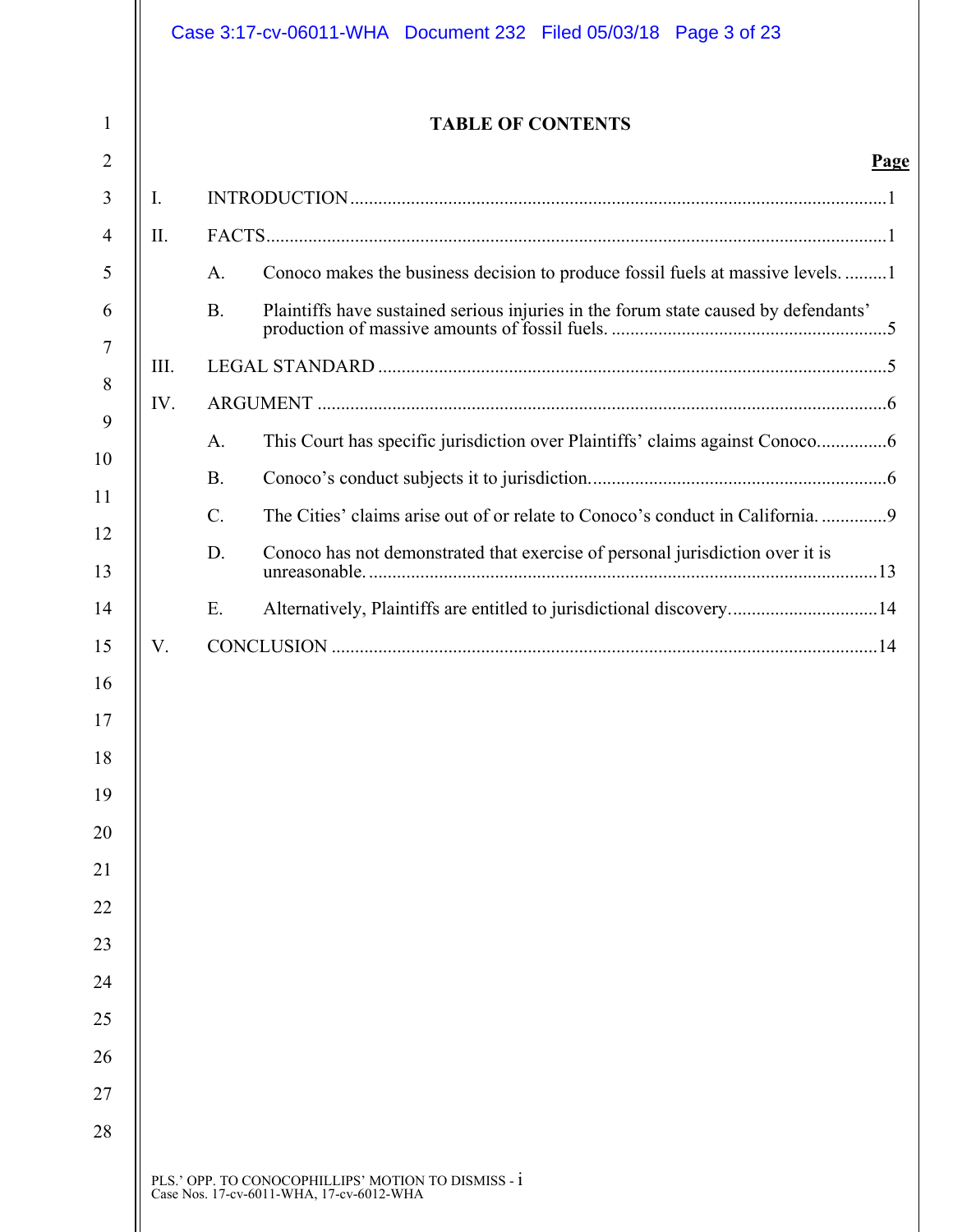# TABLE OF CONTENTS

**Page**

I. INTRODUCTION .....1

II. FACTS .....1

- A. Conoco makes the business decision to produce fossil fuels at massive levels. .....1
- B. Plaintiffs have sustained serious injuries in the forum state caused by defendants' production of massive amounts of fossil fuels. .....5

III. LEGAL STANDARD .....5

IV. ARGUMENT .....6

- A. This Court has specific jurisdiction over Plaintiffs' claims against Conoco. .....6
- B. Conoco's conduct subjects it to jurisdiction. .....6
- C. The Cities' claims arise out of or relate to Conoco's conduct in California. .....9
- D. Conoco has not demonstrated that exercise of personal jurisdiction over it is unreasonable. .....13
- E. Alternatively, Plaintiffs are entitled to jurisdictional discovery. .....14

V. CONCLUSION .....14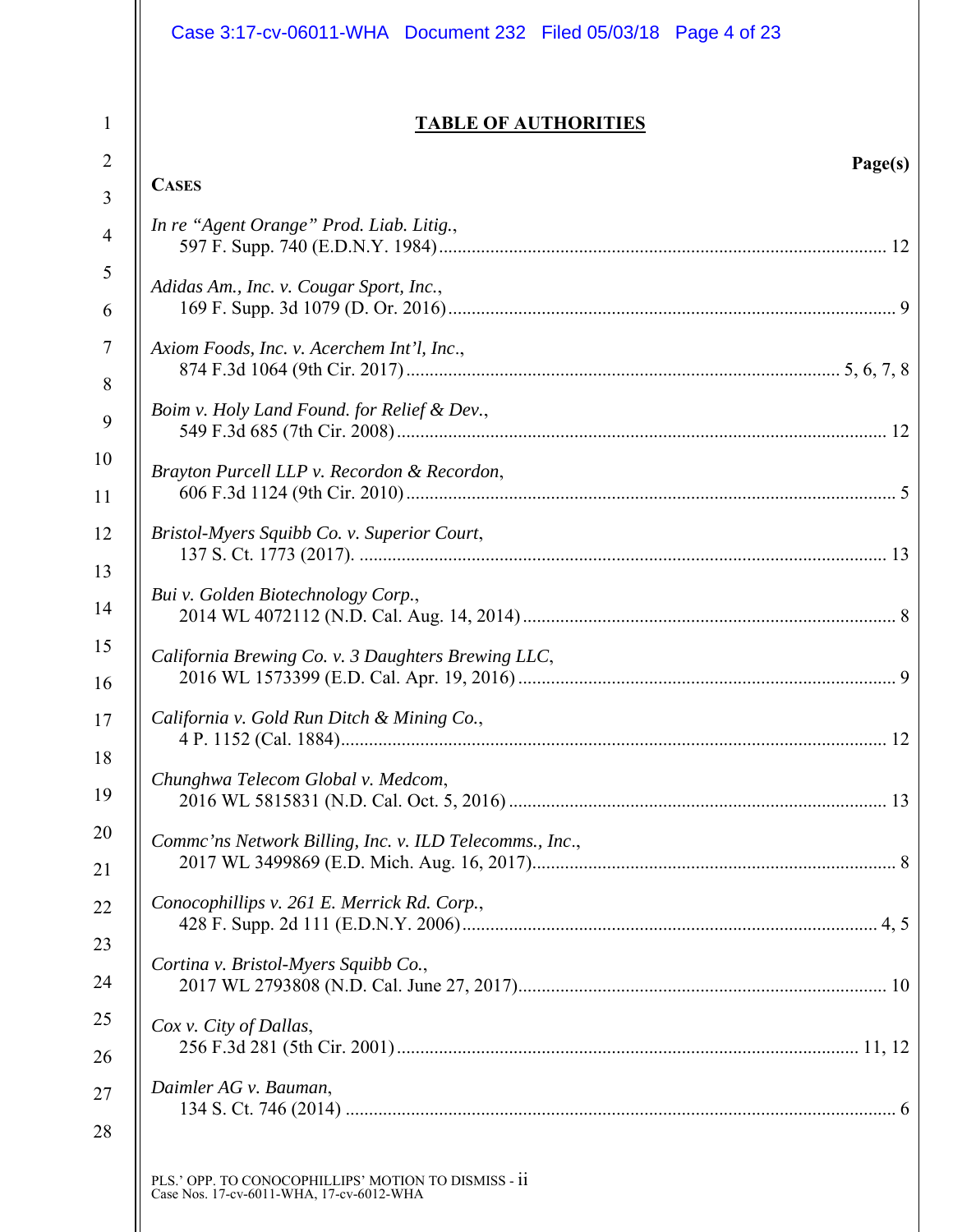## TABLE OF AUTHORITIES

**Page(s)**

**CASES**

*In re "Agent Orange" Prod. Liab. Litig.*,
597 F. Supp. 740 (E.D.N.Y. 1984) ............................................................ 12

*Adidas Am., Inc. v. Cougar Sport, Inc.*,
169 F. Supp. 3d 1079 (D. Or. 2016) ............................................................ 9

*Axiom Foods, Inc. v. Acerchem Int'l, Inc.*,
874 F.3d 1064 (9th Cir. 2017) ............................................................ 5, 6, 7, 8

*Boim v. Holy Land Found. for Relief & Dev.*,
549 F.3d 685 (7th Cir. 2008) ............................................................ 12

*Brayton Purcell LLP v. Recordon & Recordon*,
606 F.3d 1124 (9th Cir. 2010) ............................................................ 5

*Bristol-Myers Squibb Co. v. Superior Court*,
137 S. Ct. 1773 (2017). ............................................................ 13

*Bui v. Golden Biotechnology Corp.*,
2014 WL 4072112 (N.D. Cal. Aug. 14, 2014) ............................................................ 8

*California Brewing Co. v. 3 Daughters Brewing LLC*,
2016 WL 1573399 (E.D. Cal. Apr. 19, 2016) ............................................................ 9

*California v. Gold Run Ditch & Mining Co.*,
4 P. 1152 (Cal. 1884) ............................................................ 12

*Chunghwa Telecom Global v. Medcom*,
2016 WL 5815831 (N.D. Cal. Oct. 5, 2016) ............................................................ 13

*Commc'ns Network Billing, Inc. v. ILD Telecomms., Inc.*,
2017 WL 3499869 (E.D. Mich. Aug. 16, 2017) ............................................................ 8

*Conocophillips v. 261 E. Merrick Rd. Corp.*,
428 F. Supp. 2d 111 (E.D.N.Y. 2006) ............................................................ 4, 5

*Cortina v. Bristol-Myers Squibb Co.*,
2017 WL 2793808 (N.D. Cal. June 27, 2017) ............................................................ 10

*Cox v. City of Dallas*,
256 F.3d 281 (5th Cir. 2001) ............................................................ 11, 12

*Daimler AG v. Bauman*,
134 S. Ct. 746 (2014) ............................................................ 6

PLS.' OPP. TO CONOCOPHILLIPS' MOTION TO DISMISS - ii
Case Nos. 17-cv-6011-WHA, 17-cv-6012-WHA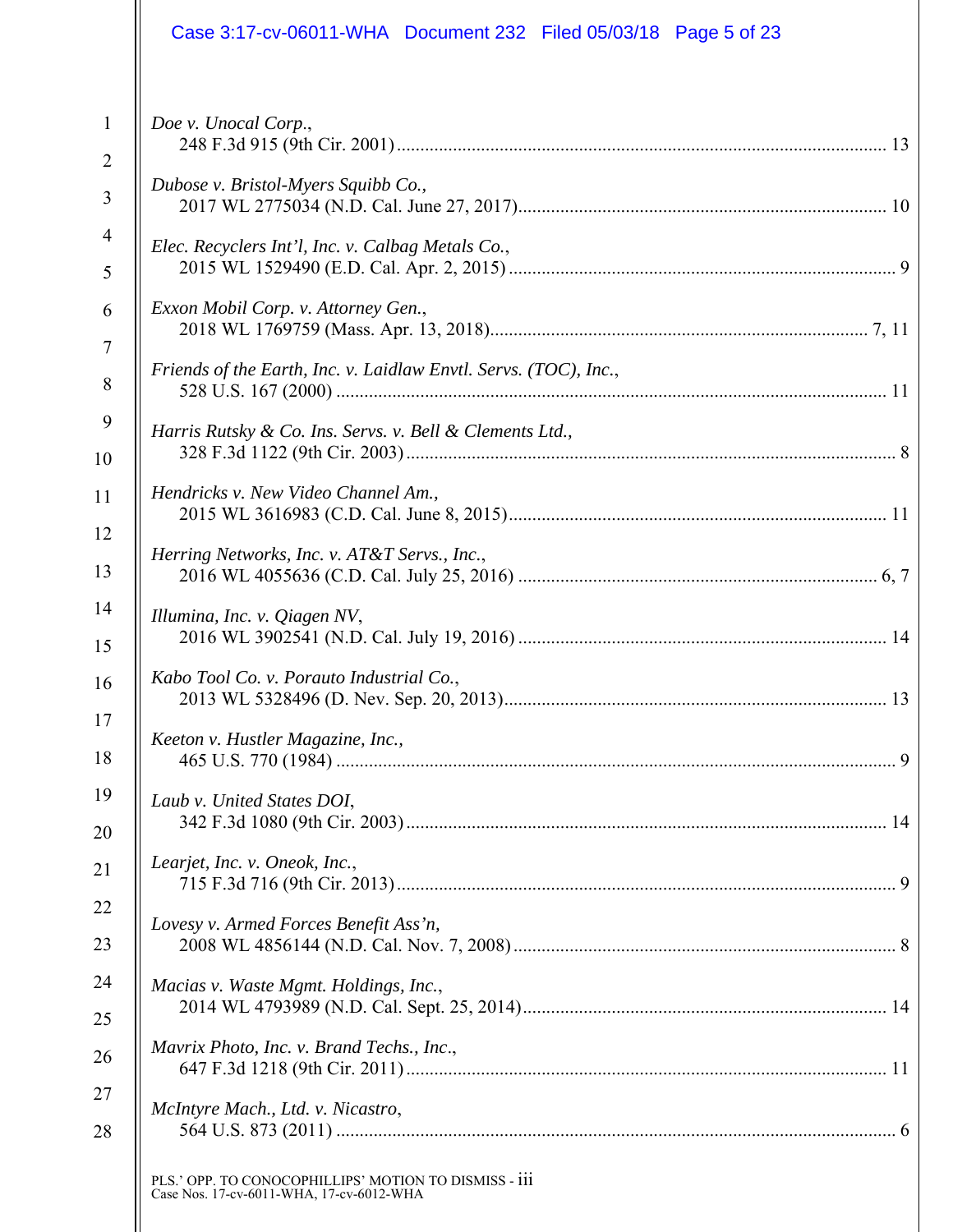*Doe v. Unocal Corp.*,
248 F.3d 915 (9th Cir. 2001) ........................................................................................................ 13

*Dubose v. Bristol-Myers Squibb Co.*,
2017 WL 2775034 (N.D. Cal. June 27, 2017)............................................................................. 10

*Elec. Recyclers Int'l, Inc. v. Calbag Metals Co.*,
2015 WL 1529490 (E.D. Cal. Apr. 2, 2015) ................................................................................. 9

*Exxon Mobil Corp. v. Attorney Gen.*,
2018 WL 1769759 (Mass. Apr. 13, 2018)................................................................................ 7, 11

*Friends of the Earth, Inc. v. Laidlaw Envtl. Servs. (TOC), Inc.*,
528 U.S. 167 (2000) .................................................................................................................... 11

*Harris Rutsky & Co. Ins. Servs. v. Bell & Clements Ltd.*,
328 F.3d 1122 (9th Cir. 2003) ....................................................................................................... 8

*Hendricks v. New Video Channel Am.*,
2015 WL 3616983 (C.D. Cal. June 8, 2015)................................................................................ 11

*Herring Networks, Inc. v. AT&T Servs., Inc.*,
2016 WL 4055636 (C.D. Cal. July 25, 2016) ............................................................................ 6, 7

*Illumina, Inc. v. Qiagen NV*,
2016 WL 3902541 (N.D. Cal. July 19, 2016) .............................................................................. 14

*Kabo Tool Co. v. Porauto Industrial Co.*,
2013 WL 5328496 (D. Nev. Sep. 20, 2013)................................................................................ 13

*Keeton v. Hustler Magazine, Inc.*,
465 U.S. 770 (1984) ...................................................................................................................... 9

*Laub v. United States DOI*,
342 F.3d 1080 (9th Cir. 2003) ..................................................................................................... 14

*Learjet, Inc. v. Oneok, Inc.*,
715 F.3d 716 (9th Cir. 2013) ......................................................................................................... 9

*Lovesy v. Armed Forces Benefit Ass'n*,
2008 WL 4856144 (N.D. Cal. Nov. 7, 2008) ................................................................................ 8

*Macias v. Waste Mgmt. Holdings, Inc.*,
2014 WL 4793989 (N.D. Cal. Sept. 25, 2014)............................................................................. 14

*Mavrix Photo, Inc. v. Brand Techs., Inc.*,
647 F.3d 1218 (9th Cir. 2011) ..................................................................................................... 11

*McIntyre Mach., Ltd. v. Nicastro*,
564 U.S. 873 (2011) ...................................................................................................................... 6

PLS.' OPP. TO CONOCOPHILLIPS' MOTION TO DISMISS - iii
Case Nos. 17-cv-6011-WHA, 17-cv-6012-WHA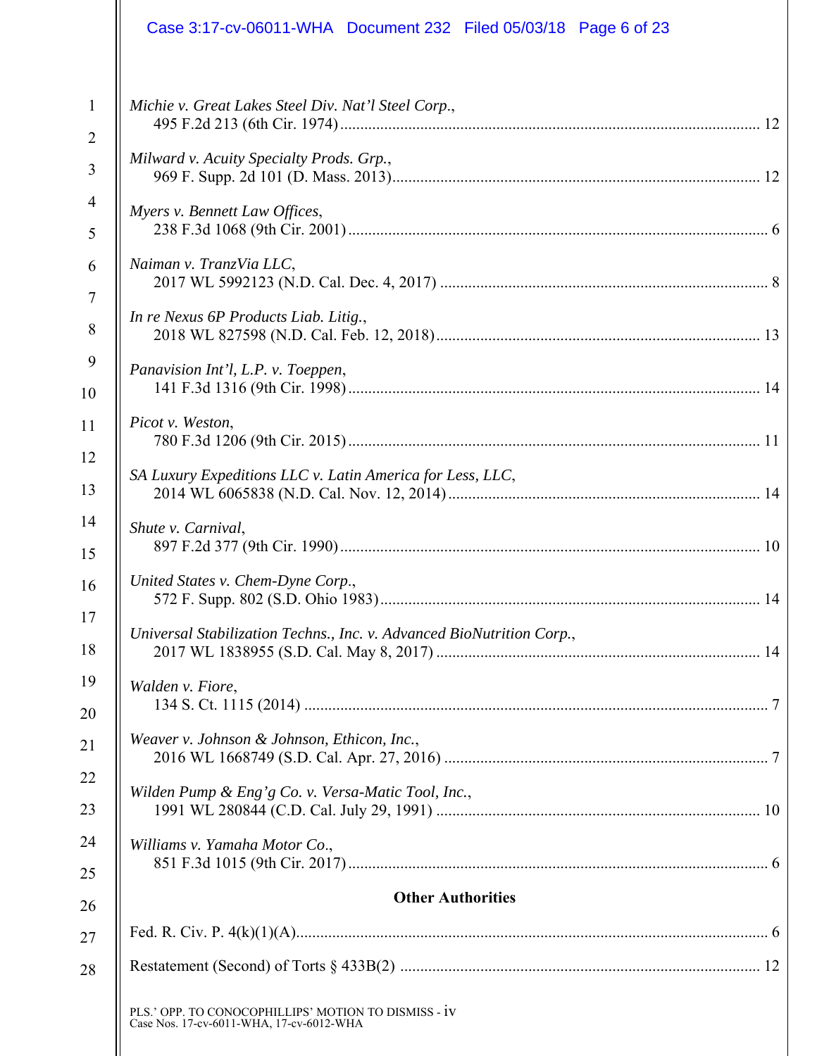*Michie v. Great Lakes Steel Div. Nat'l Steel Corp.*,
495 F.2d 213 (6th Cir. 1974) .......... 12

*Milward v. Acuity Specialty Prods. Grp.*,
969 F. Supp. 2d 101 (D. Mass. 2013) .......... 12

*Myers v. Bennett Law Offices*,
238 F.3d 1068 (9th Cir. 2001) .......... 6

*Naiman v. TranzVia LLC*,
2017 WL 5992123 (N.D. Cal. Dec. 4, 2017) .......... 8

*In re Nexus 6P Products Liab. Litig.*,
2018 WL 827598 (N.D. Cal. Feb. 12, 2018) .......... 13

*Panavision Int'l, L.P. v. Toeppen*,
141 F.3d 1316 (9th Cir. 1998) .......... 14

*Picot v. Weston*,
780 F.3d 1206 (9th Cir. 2015) .......... 11

*SA Luxury Expeditions LLC v. Latin America for Less, LLC*,
2014 WL 6065838 (N.D. Cal. Nov. 12, 2014) .......... 14

*Shute v. Carnival*,
897 F.2d 377 (9th Cir. 1990) .......... 10

*United States v. Chem-Dyne Corp.*,
572 F. Supp. 802 (S.D. Ohio 1983) .......... 14

*Universal Stabilization Technns., Inc. v. Advanced BioNutrition Corp.*,
2017 WL 1838955 (S.D. Cal. May 8, 2017) .......... 14

*Walden v. Fiore*,
134 S. Ct. 1115 (2014) .......... 7

*Weaver v. Johnson & Johnson, Ethicon, Inc.*,
2016 WL 1668749 (S.D. Cal. Apr. 27, 2016) .......... 7

*Wilden Pump & Eng'g Co. v. Versa-Matic Tool, Inc.*,
1991 WL 280844 (C.D. Cal. July 29, 1991) .......... 10

*Williams v. Yamaha Motor Co.*,
851 F.3d 1015 (9th Cir. 2017) .......... 6

**Other Authorities**

Fed. R. Civ. P. 4(k)(1)(A) .......... 6

Restatement (Second) of Torts § 433B(2) .......... 12

PLS.' OPP. TO CONOCOPHILLIPS' MOTION TO DISMISS - iv
Case Nos. 17-cv-6011-WHA, 17-cv-6012-WHA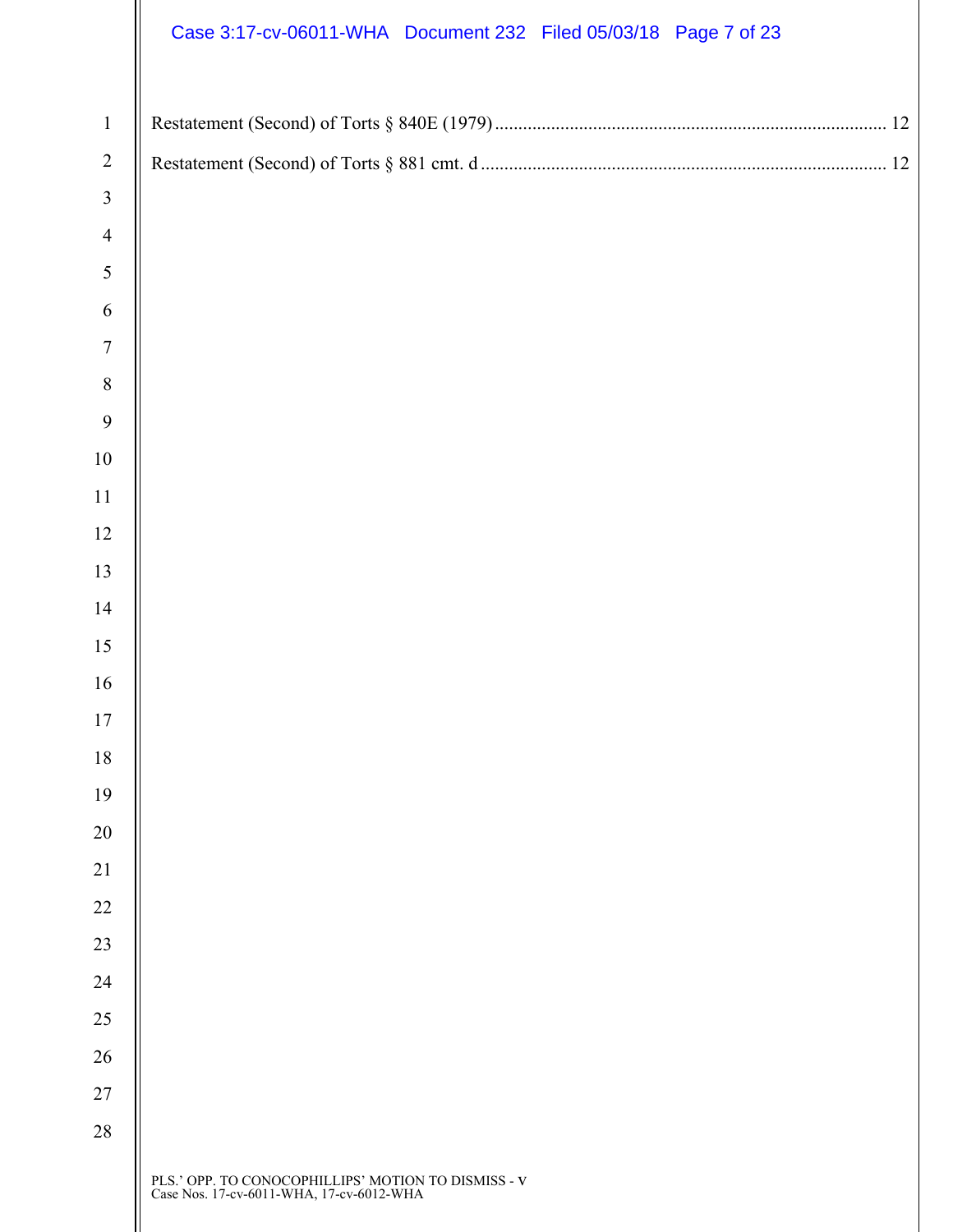Restatement (Second) of Torts § 840E (1979) .................................................................................. 12

Restatement (Second) of Torts § 881 cmt. d ..................................................................................... 12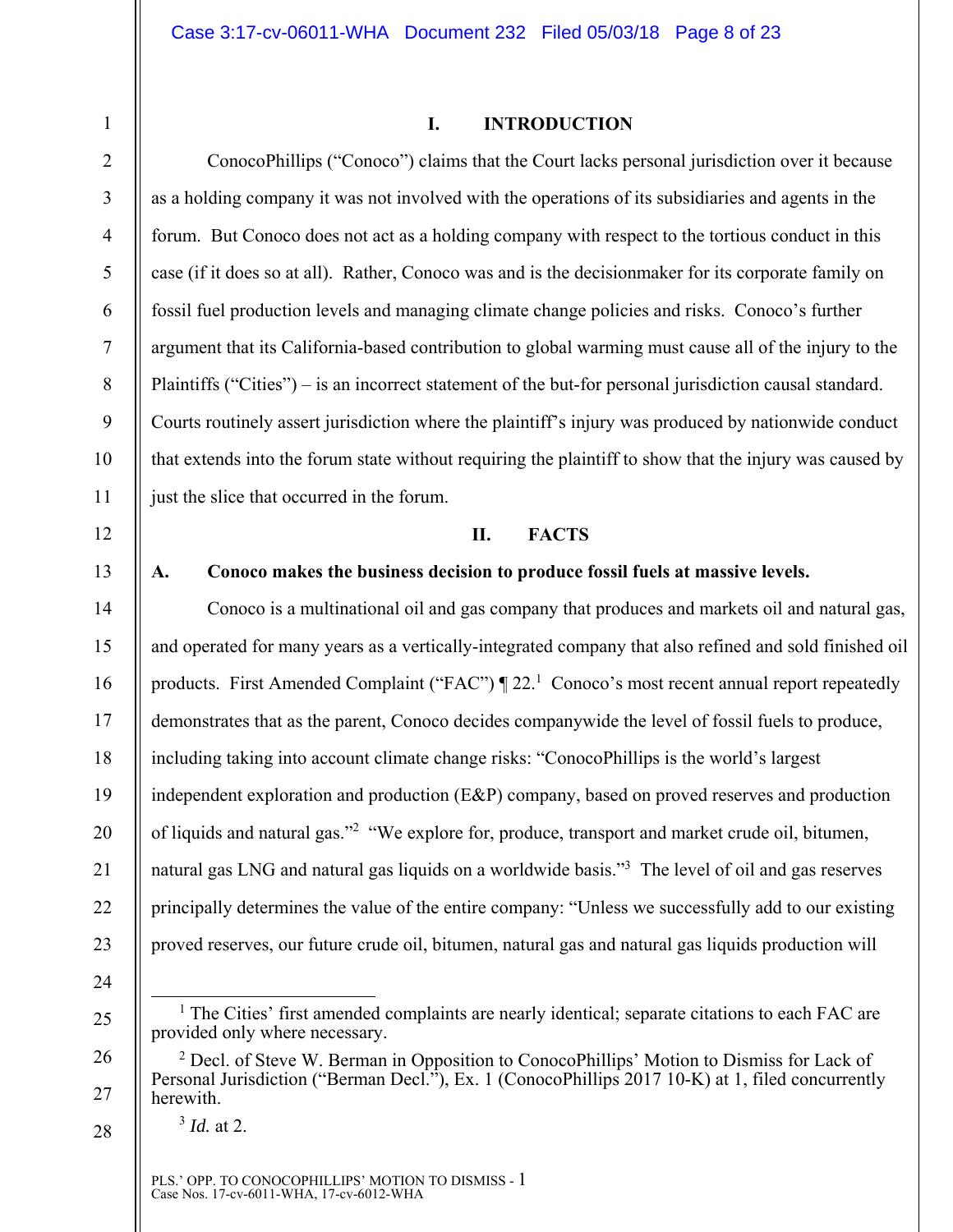## I. INTRODUCTION

ConocoPhillips ("Conoco") claims that the Court lacks personal jurisdiction over it because as a holding company it was not involved with the operations of its subsidiaries and agents in the forum. But Conoco does not act as a holding company with respect to the tortious conduct in this case (if it does so at all). Rather, Conoco was and is the decisionmaker for its corporate family on fossil fuel production levels and managing climate change policies and risks. Conoco's further argument that its California-based contribution to global warming must cause all of the injury to the Plaintiffs ("Cities") – is an incorrect statement of the but-for personal jurisdiction causal standard. Courts routinely assert jurisdiction where the plaintiff's injury was produced by nationwide conduct that extends into the forum state without requiring the plaintiff to show that the injury was caused by just the slice that occurred in the forum.

## II. FACTS

### A. Conoco makes the business decision to produce fossil fuels at massive levels.

Conoco is a multinational oil and gas company that produces and markets oil and natural gas, and operated for many years as a vertically-integrated company that also refined and sold finished oil products. First Amended Complaint ("FAC") ¶ 22.[1] Conoco's most recent annual report repeatedly demonstrates that as the parent, Conoco decides companywide the level of fossil fuels to produce, including taking into account climate change risks: "ConocoPhillips is the world's largest independent exploration and production (E&P) company, based on proved reserves and production of liquids and natural gas."[2] "We explore for, produce, transport and market crude oil, bitumen, natural gas LNG and natural gas liquids on a worldwide basis."[3] The level of oil and gas reserves principally determines the value of the entire company: "Unless we successfully add to our existing proved reserves, our future crude oil, bitumen, natural gas and natural gas liquids production will

---

[1] The Cities' first amended complaints are nearly identical; separate citations to each FAC are provided only where necessary.

[2] Decl. of Steve W. Berman in Opposition to ConocoPhillips' Motion to Dismiss for Lack of Personal Jurisdiction ("Berman Decl."), Ex. 1 (ConocoPhillips 2017 10-K) at 1, filed concurrently herewith.

[3] *Id.* at 2.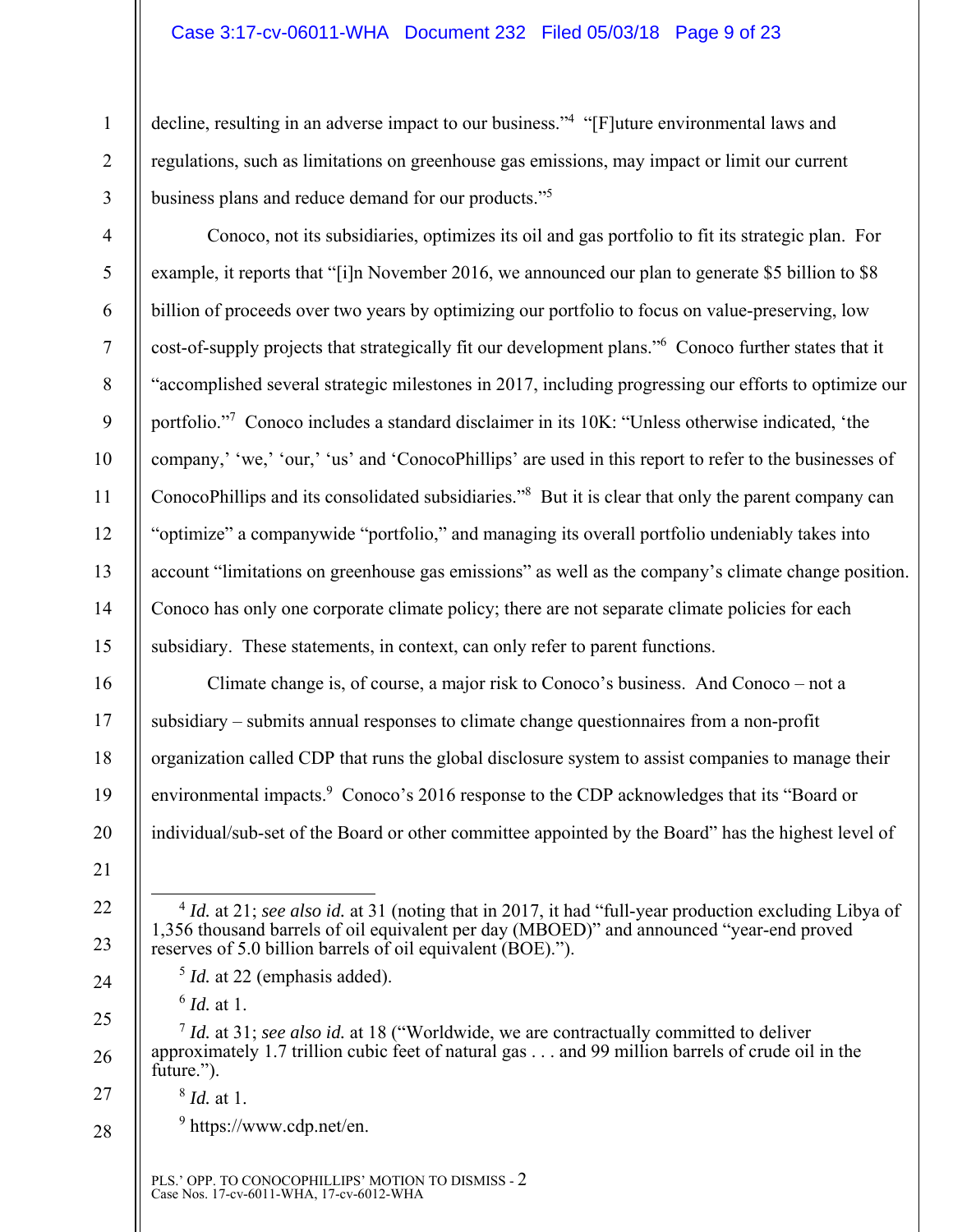decline, resulting in an adverse impact to our business."[4] "[F]uture environmental laws and regulations, such as limitations on greenhouse gas emissions, may impact or limit our current business plans and reduce demand for our products."[5]

Conoco, not its subsidiaries, optimizes its oil and gas portfolio to fit its strategic plan. For example, it reports that "[i]n November 2016, we announced our plan to generate $5 billion to $8 billion of proceeds over two years by optimizing our portfolio to focus on value-preserving, low cost-of-supply projects that strategically fit our development plans."[6] Conoco further states that it "accomplished several strategic milestones in 2017, including progressing our efforts to optimize our portfolio."[7] Conoco includes a standard disclaimer in its 10K: "Unless otherwise indicated, 'the company,' 'we,' 'our,' 'us' and 'ConocoPhillips' are used in this report to refer to the businesses of ConocoPhillips and its consolidated subsidiaries."[8] But it is clear that only the parent company can "optimize" a companywide "portfolio," and managing its overall portfolio undeniably takes into account "limitations on greenhouse gas emissions" as well as the company's climate change position. Conoco has only one corporate climate policy; there are not separate climate policies for each subsidiary. These statements, in context, can only refer to parent functions.

Climate change is, of course, a major risk to Conoco's business. And Conoco – not a subsidiary – submits annual responses to climate change questionnaires from a non-profit organization called CDP that runs the global disclosure system to assist companies to manage their environmental impacts.[9] Conoco's 2016 response to the CDP acknowledges that its "Board or individual/sub-set of the Board or other committee appointed by the Board" has the highest level of

---

[4] *Id.* at 21; *see also id.* at 31 (noting that in 2017, it had "full-year production excluding Libya of 1,356 thousand barrels of oil equivalent per day (MBOED)" and announced "year-end proved reserves of 5.0 billion barrels of oil equivalent (BOE).").

[5] *Id.* at 22 (emphasis added).

[6] *Id.* at 1.

[7] *Id.* at 31; *see also id.* at 18 ("Worldwide, we are contractually committed to deliver approximately 1.7 trillion cubic feet of natural gas . . . and 99 million barrels of crude oil in the future.").

[8] *Id.* at 1.

[9] https://www.cdp.net/en.

PLS.' OPP. TO CONOCOPHILLIPS' MOTION TO DISMISS - 2
Case Nos. 17-cv-6011-WHA, 17-cv-6012-WHA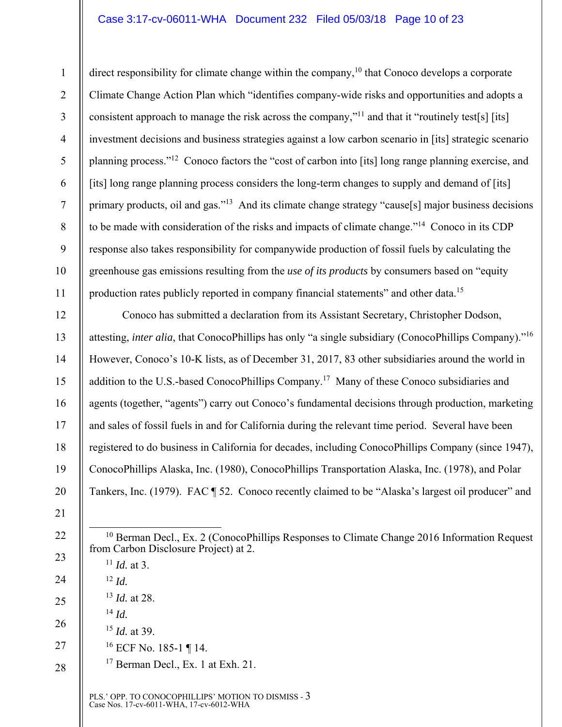direct responsibility for climate change within the company,[10] that Conoco develops a corporate Climate Change Action Plan which "identifies company-wide risks and opportunities and adopts a consistent approach to manage the risk across the company,"[11] and that it "routinely test[s] [its] investment decisions and business strategies against a low carbon scenario in [its] strategic scenario planning process."[12] Conoco factors the "cost of carbon into [its] long range planning exercise, and [its] long range planning process considers the long-term changes to supply and demand of [its] primary products, oil and gas."[13] And its climate change strategy "cause[s] major business decisions to be made with consideration of the risks and impacts of climate change."[14] Conoco in its CDP response also takes responsibility for companywide production of fossil fuels by calculating the greenhouse gas emissions resulting from the *use of its products* by consumers based on "equity production rates publicly reported in company financial statements" and other data.[15]

Conoco has submitted a declaration from its Assistant Secretary, Christopher Dodson, attesting, *inter alia*, that ConocoPhillips has only "a single subsidiary (ConocoPhillips Company)."[16] However, Conoco's 10-K lists, as of December 31, 2017, 83 other subsidiaries around the world in addition to the U.S.-based ConocoPhillips Company.[17] Many of these Conoco subsidiaries and agents (together, "agents") carry out Conoco's fundamental decisions through production, marketing and sales of fossil fuels in and for California during the relevant time period. Several have been registered to do business in California for decades, including ConocoPhillips Company (since 1947), ConocoPhillips Alaska, Inc. (1980), ConocoPhillips Transportation Alaska, Inc. (1978), and Polar Tankers, Inc. (1979). FAC ¶ 52. Conoco recently claimed to be "Alaska's largest oil producer" and

---

[10] Berman Decl., Ex. 2 (ConocoPhillips Responses to Climate Change 2016 Information Request from Carbon Disclosure Project) at 2.

[11] *Id.* at 3.

[12] *Id.*

[13] *Id.* at 28.

[14] *Id.*

[15] *Id.* at 39.

[16] ECF No. 185-1 ¶ 14.

[17] Berman Decl., Ex. 1 at Exh. 21.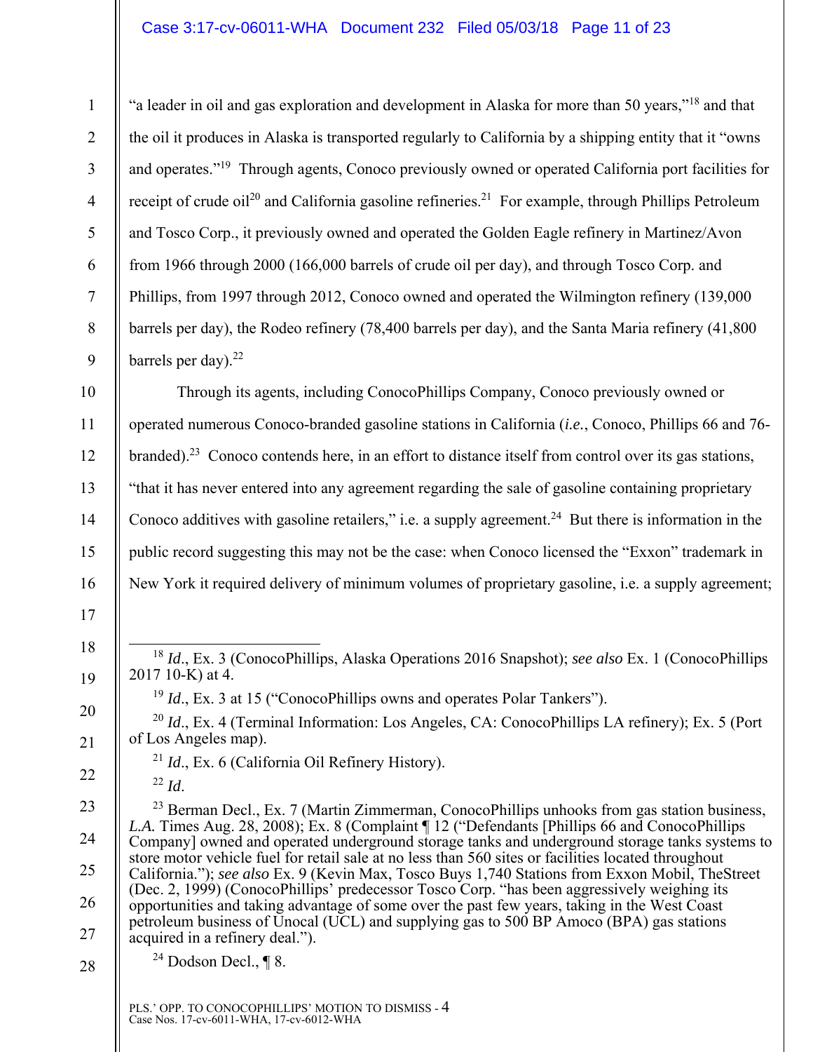"a leader in oil and gas exploration and development in Alaska for more than 50 years,"[18] and that the oil it produces in Alaska is transported regularly to California by a shipping entity that it "owns and operates."[19] Through agents, Conoco previously owned or operated California port facilities for receipt of crude oil[20] and California gasoline refineries.[21] For example, through Phillips Petroleum and Tosco Corp., it previously owned and operated the Golden Eagle refinery in Martinez/Avon from 1966 through 2000 (166,000 barrels of crude oil per day), and through Tosco Corp. and Phillips, from 1997 through 2012, Conoco owned and operated the Wilmington refinery (139,000 barrels per day), the Rodeo refinery (78,400 barrels per day), and the Santa Maria refinery (41,800 barrels per day).[22]

Through its agents, including ConocoPhillips Company, Conoco previously owned or operated numerous Conoco-branded gasoline stations in California (*i.e.*, Conoco, Phillips 66 and 76-branded).[23] Conoco contends here, in an effort to distance itself from control over its gas stations, "that it has never entered into any agreement regarding the sale of gasoline containing proprietary Conoco additives with gasoline retailers," i.e. a supply agreement.[24] But there is information in the public record suggesting this may not be the case: when Conoco licensed the "Exxon" trademark in New York it required delivery of minimum volumes of proprietary gasoline, i.e. a supply agreement;

---

[18] *Id*., Ex. 3 (ConocoPhillips, Alaska Operations 2016 Snapshot); *see also* Ex. 1 (ConocoPhillips 2017 10-K) at 4.

[19] *Id*., Ex. 3 at 15 ("ConocoPhillips owns and operates Polar Tankers").

[20] *Id*., Ex. 4 (Terminal Information: Los Angeles, CA: ConocoPhillips LA refinery); Ex. 5 (Port of Los Angeles map).

[21] *Id*., Ex. 6 (California Oil Refinery History).

[22] *Id*.

[23] Berman Decl., Ex. 7 (Martin Zimmerman, ConocoPhillips unhooks from gas station business, *L.A.* Times Aug. 28, 2008); Ex. 8 (Complaint ¶ 12 ("Defendants [Phillips 66 and ConocoPhillips Company] owned and operated underground storage tanks and underground storage tanks systems to store motor vehicle fuel for retail sale at no less than 560 sites or facilities located throughout California."); *see also* Ex. 9 (Kevin Max, Tosco Buys 1,740 Stations from Exxon Mobil, TheStreet (Dec. 2, 1999) (ConocoPhillips' predecessor Tosco Corp. "has been aggressively weighing its opportunities and taking advantage of some over the past few years, taking in the West Coast petroleum business of Unocal (UCL) and supplying gas to 500 BP Amoco (BPA) gas stations acquired in a refinery deal.").

[24] Dodson Decl., ¶ 8.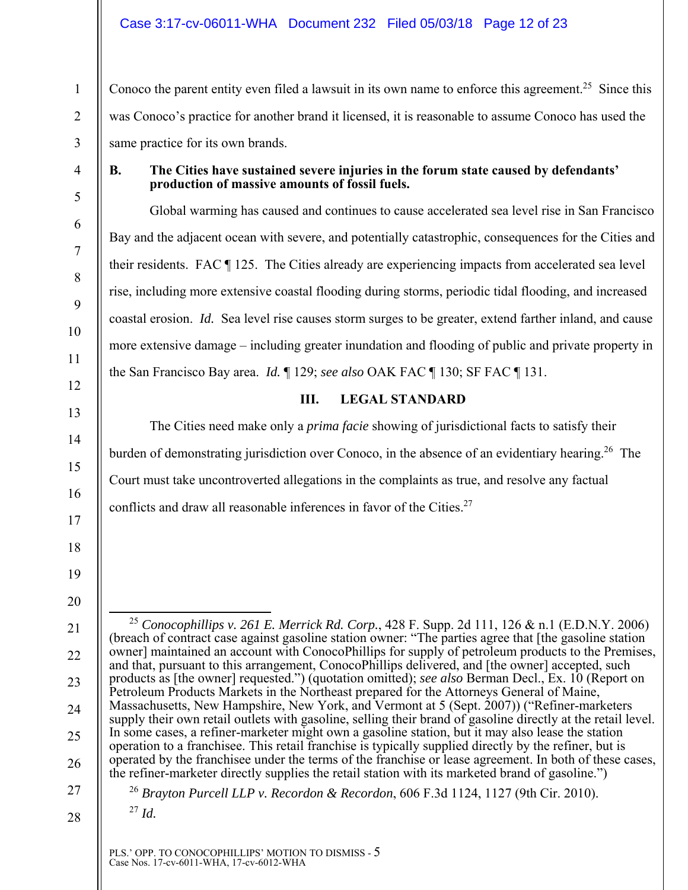Conoco the parent entity even filed a lawsuit in its own name to enforce this agreement.[25] Since this was Conoco's practice for another brand it licensed, it is reasonable to assume Conoco has used the same practice for its own brands.

**B. The Cities have sustained severe injuries in the forum state caused by defendants' production of massive amounts of fossil fuels.**

Global warming has caused and continues to cause accelerated sea level rise in San Francisco Bay and the adjacent ocean with severe, and potentially catastrophic, consequences for the Cities and their residents. FAC ¶ 125. The Cities already are experiencing impacts from accelerated sea level rise, including more extensive coastal flooding during storms, periodic tidal flooding, and increased coastal erosion. *Id.* Sea level rise causes storm surges to be greater, extend farther inland, and cause more extensive damage – including greater inundation and flooding of public and private property in the San Francisco Bay area. *Id.* ¶ 129; *see also* OAK FAC ¶ 130; SF FAC ¶ 131.

## III. LEGAL STANDARD

The Cities need make only a *prima facie* showing of jurisdictional facts to satisfy their burden of demonstrating jurisdiction over Conoco, in the absence of an evidentiary hearing.[26] The Court must take uncontroverted allegations in the complaints as true, and resolve any factual conflicts and draw all reasonable inferences in favor of the Cities.[27]

---

[25] *Conocophillips v. 261 E. Merrick Rd. Corp.*, 428 F. Supp. 2d 111, 126 & n.1 (E.D.N.Y. 2006) (breach of contract case against gasoline station owner: "The parties agree that [the gasoline station owner] maintained an account with ConocoPhillips for supply of petroleum products to the Premises, and that, pursuant to this arrangement, ConocoPhillips delivered, and [the owner] accepted, such products as [the owner] requested.") (quotation omitted); *see also* Berman Decl., Ex. 10 (Report on Petroleum Products Markets in the Northeast prepared for the Attorneys General of Maine, Massachusetts, New Hampshire, New York, and Vermont at 5 (Sept. 2007)) ("Refiner-marketers supply their own retail outlets with gasoline, selling their brand of gasoline directly at the retail level. In some cases, a refiner-marketer might own a gasoline station, but it may also lease the station operation to a franchisee. This retail franchise is typically supplied directly by the refiner, but is operated by the franchisee under the terms of the franchise or lease agreement. In both of these cases, the refiner-marketer directly supplies the retail station with its marketed brand of gasoline.")

[26] *Brayton Purcell LLP v. Recordon & Recordon*, 606 F.3d 1124, 1127 (9th Cir. 2010).

[27] *Id.*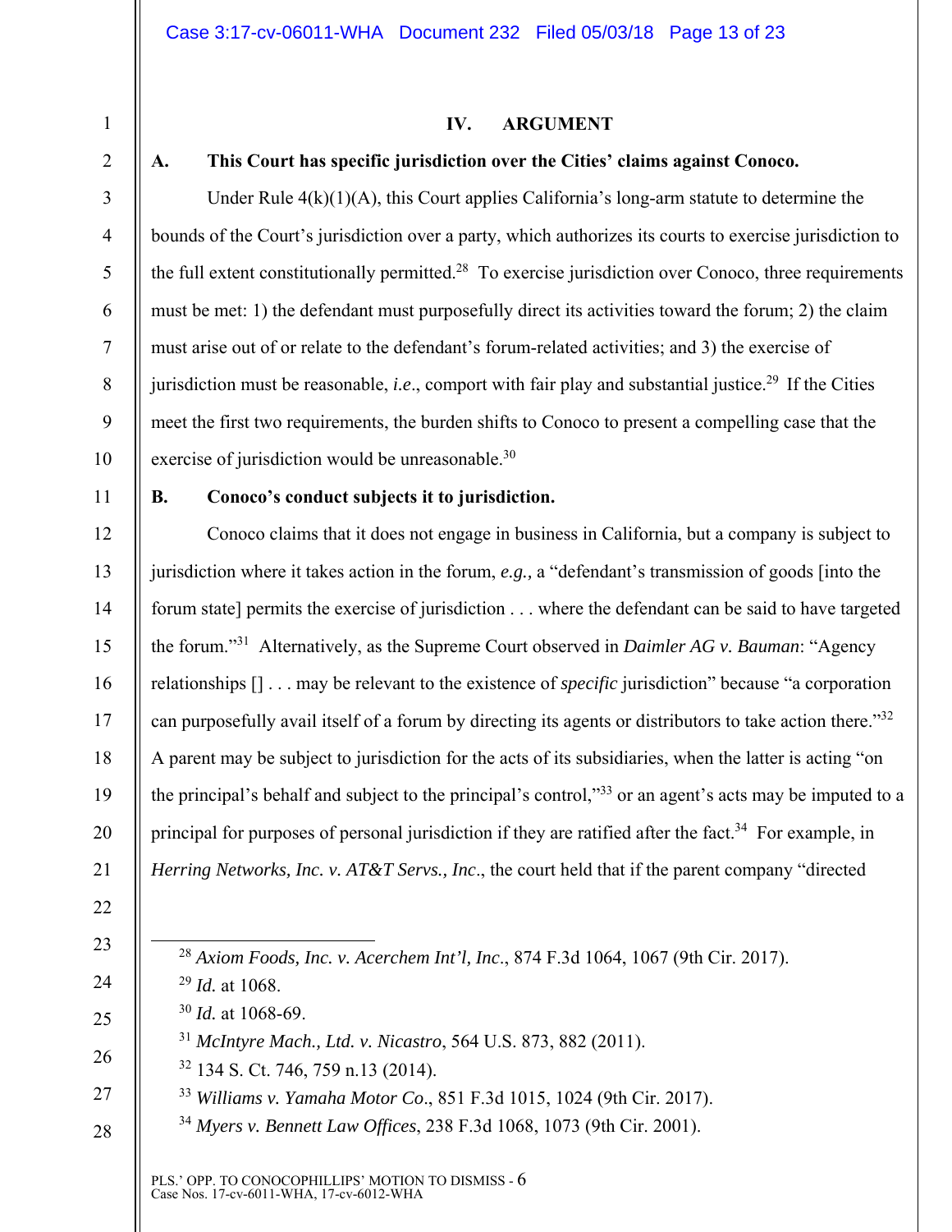## IV. ARGUMENT

### A. This Court has specific jurisdiction over the Cities' claims against Conoco.

Under Rule 4(k)(1)(A), this Court applies California's long-arm statute to determine the bounds of the Court's jurisdiction over a party, which authorizes its courts to exercise jurisdiction to the full extent constitutionally permitted.[28] To exercise jurisdiction over Conoco, three requirements must be met: 1) the defendant must purposefully direct its activities toward the forum; 2) the claim must arise out of or relate to the defendant's forum-related activities; and 3) the exercise of jurisdiction must be reasonable, *i.e*., comport with fair play and substantial justice.[29] If the Cities meet the first two requirements, the burden shifts to Conoco to present a compelling case that the exercise of jurisdiction would be unreasonable.[30]

### B. Conoco's conduct subjects it to jurisdiction.

Conoco claims that it does not engage in business in California, but a company is subject to jurisdiction where it takes action in the forum, *e.g.,* a "defendant's transmission of goods [into the forum state] permits the exercise of jurisdiction . . . where the defendant can be said to have targeted the forum."[31] Alternatively, as the Supreme Court observed in *Daimler AG v. Bauman*: "Agency relationships [] . . . may be relevant to the existence of *specific* jurisdiction" because "a corporation can purposefully avail itself of a forum by directing its agents or distributors to take action there."[32] A parent may be subject to jurisdiction for the acts of its subsidiaries, when the latter is acting "on the principal's behalf and subject to the principal's control,"[33] or an agent's acts may be imputed to a principal for purposes of personal jurisdiction if they are ratified after the fact.[34] For example, in *Herring Networks, Inc. v. AT&T Servs., Inc*., the court held that if the parent company "directed

---

[28] *Axiom Foods, Inc. v. Acerchem Int'l, Inc*., 874 F.3d 1064, 1067 (9th Cir. 2017).

[29] *Id.* at 1068.

[30] *Id.* at 1068-69.

[31] *McIntyre Mach., Ltd. v. Nicastro*, 564 U.S. 873, 882 (2011).

[32] 134 S. Ct. 746, 759 n.13 (2014).

[33] *Williams v. Yamaha Motor Co*., 851 F.3d 1015, 1024 (9th Cir. 2017).

[34] *Myers v. Bennett Law Offices*, 238 F.3d 1068, 1073 (9th Cir. 2001).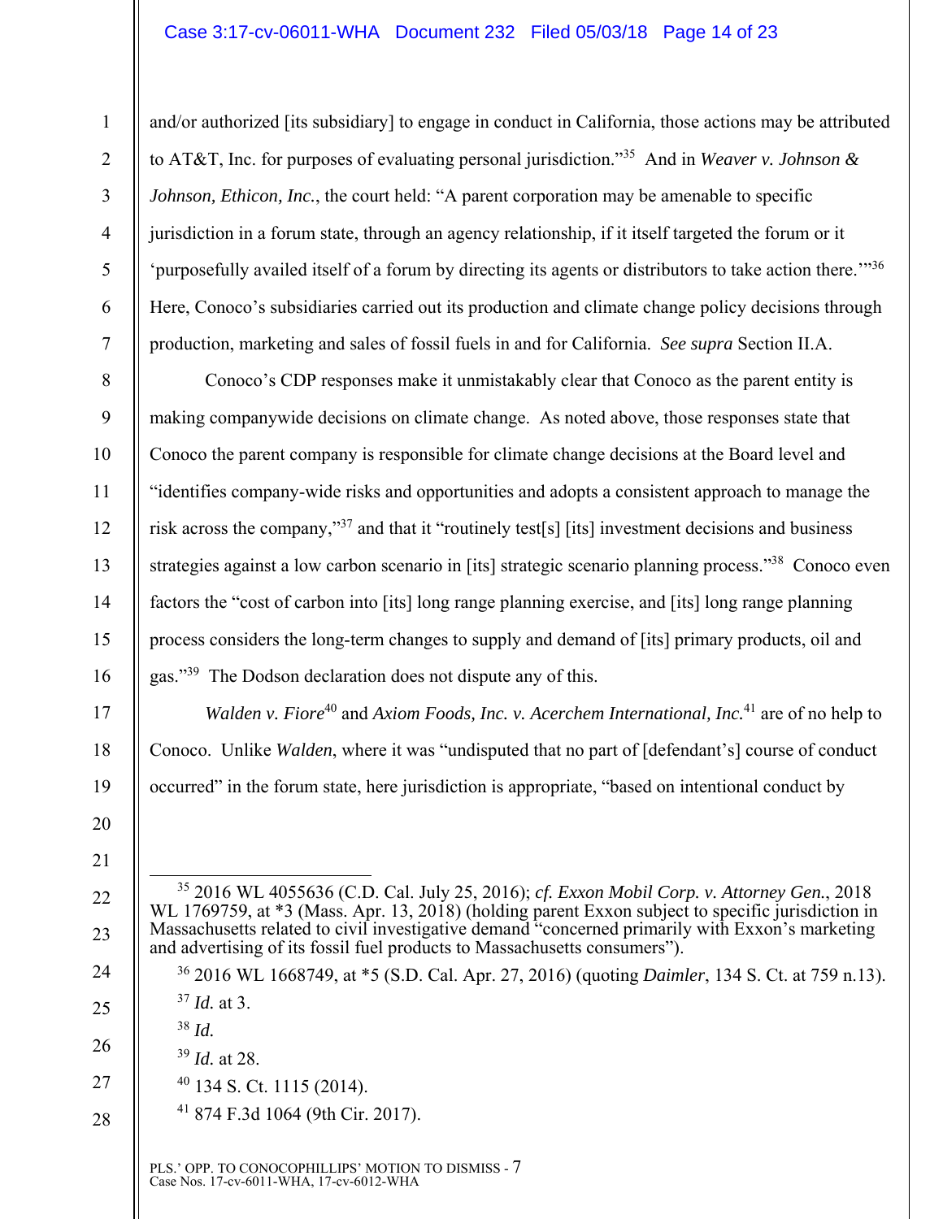and/or authorized [its subsidiary] to engage in conduct in California, those actions may be attributed to AT&T, Inc. for purposes of evaluating personal jurisdiction."[35] And in *Weaver v. Johnson & Johnson, Ethicon, Inc.*, the court held: "A parent corporation may be amenable to specific jurisdiction in a forum state, through an agency relationship, if it itself targeted the forum or it 'purposefully availed itself of a forum by directing its agents or distributors to take action there.'"[36] Here, Conoco's subsidiaries carried out its production and climate change policy decisions through production, marketing and sales of fossil fuels in and for California. *See supra* Section II.A.

Conoco's CDP responses make it unmistakably clear that Conoco as the parent entity is making companywide decisions on climate change. As noted above, those responses state that Conoco the parent company is responsible for climate change decisions at the Board level and "identifies company-wide risks and opportunities and adopts a consistent approach to manage the risk across the company,"[37] and that it "routinely test[s] [its] investment decisions and business strategies against a low carbon scenario in [its] strategic scenario planning process."[38] Conoco even factors the "cost of carbon into [its] long range planning exercise, and [its] long range planning process considers the long-term changes to supply and demand of [its] primary products, oil and gas."[39] The Dodson declaration does not dispute any of this.

*Walden v. Fiore*[40] and *Axiom Foods, Inc. v. Acerchem International, Inc.*[41] are of no help to Conoco. Unlike *Walden*, where it was "undisputed that no part of [defendant's] course of conduct occurred" in the forum state, here jurisdiction is appropriate, "based on intentional conduct by

---

[35] 2016 WL 4055636 (C.D. Cal. July 25, 2016); *cf. Exxon Mobil Corp. v. Attorney Gen.*, 2018 WL 1769759, at *3 (Mass. Apr. 13, 2018) (holding parent Exxon subject to specific jurisdiction in Massachusetts related to civil investigative demand "concerned primarily with Exxon's marketing and advertising of its fossil fuel products to Massachusetts consumers").

[36] 2016 WL 1668749, at *5 (S.D. Cal. Apr. 27, 2016) (quoting *Daimler*, 134 S. Ct. at 759 n.13).

[37] *Id.* at 3.

[38] *Id.*

[39] *Id.* at 28.

[40] 134 S. Ct. 1115 (2014).

[41] 874 F.3d 1064 (9th Cir. 2017).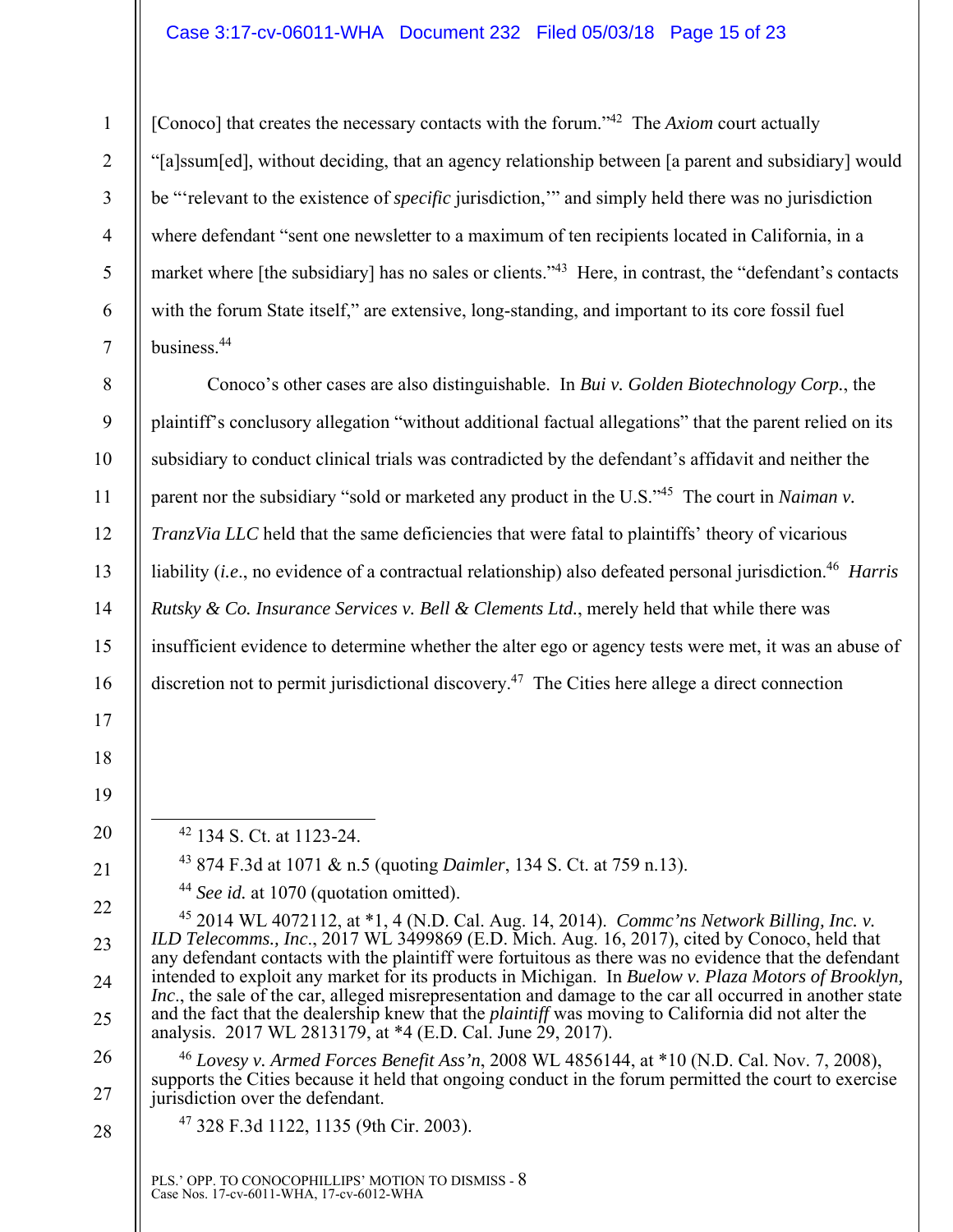[Conoco] that creates the necessary contacts with the forum."[42] The *Axiom* court actually "[a]ssum[ed], without deciding, that an agency relationship between [a parent and subsidiary] would be "'relevant to the existence of *specific* jurisdiction,'" and simply held there was no jurisdiction where defendant "sent one newsletter to a maximum of ten recipients located in California, in a market where [the subsidiary] has no sales or clients."[43] Here, in contrast, the "defendant's contacts with the forum State itself," are extensive, long-standing, and important to its core fossil fuel business.[44]

Conoco's other cases are also distinguishable. In *Bui v. Golden Biotechnology Corp.*, the plaintiff's conclusory allegation "without additional factual allegations" that the parent relied on its subsidiary to conduct clinical trials was contradicted by the defendant's affidavit and neither the parent nor the subsidiary "sold or marketed any product in the U.S."[45] The court in *Naiman v. TranzVia LLC* held that the same deficiencies that were fatal to plaintiffs' theory of vicarious liability (*i.e.*, no evidence of a contractual relationship) also defeated personal jurisdiction.[46] *Harris Rutsky & Co. Insurance Services v. Bell & Clements Ltd.*, merely held that while there was insufficient evidence to determine whether the alter ego or agency tests were met, it was an abuse of discretion not to permit jurisdictional discovery.[47] The Cities here allege a direct connection

---

[42] 134 S. Ct. at 1123-24.

[43] 874 F.3d at 1071 & n.5 (quoting *Daimler*, 134 S. Ct. at 759 n.13).

[44] *See id.* at 1070 (quotation omitted).

[45] 2014 WL 4072112, at *1, 4 (N.D. Cal. Aug. 14, 2014). *Commc'ns Network Billing, Inc. v. ILD Telecomms., Inc.*, 2017 WL 3499869 (E.D. Mich. Aug. 16, 2017), cited by Conoco, held that any defendant contacts with the plaintiff were fortuitous as there was no evidence that the defendant intended to exploit any market for its products in Michigan. In *Buelow v. Plaza Motors of Brooklyn, Inc.*, the sale of the car, alleged misrepresentation and damage to the car all occurred in another state and the fact that the dealership knew that the *plaintiff* was moving to California did not alter the analysis. 2017 WL 2813179, at *4 (E.D. Cal. June 29, 2017).

[46] *Lovesy v. Armed Forces Benefit Ass'n*, 2008 WL 4856144, at *10 (N.D. Cal. Nov. 7, 2008), supports the Cities because it held that ongoing conduct in the forum permitted the court to exercise jurisdiction over the defendant.

[47] 328 F.3d 1122, 1135 (9th Cir. 2003).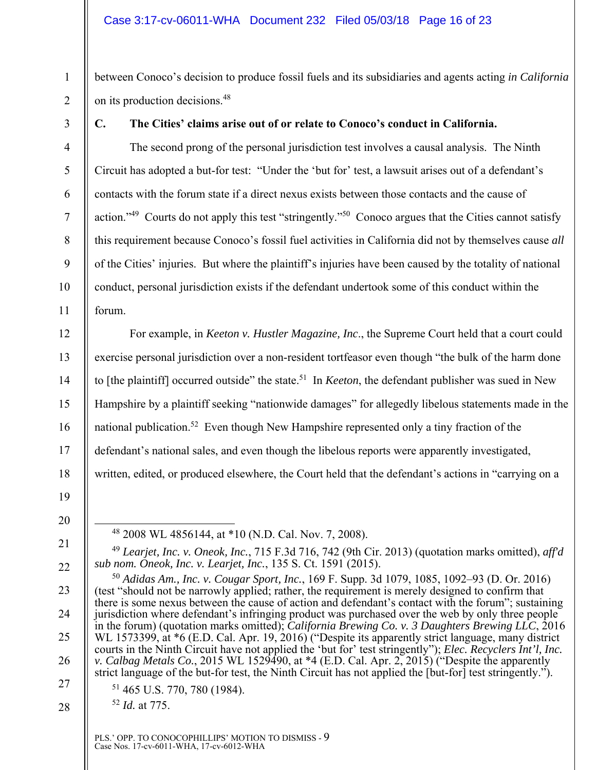between Conoco's decision to produce fossil fuels and its subsidiaries and agents acting *in California* on its production decisions.[48]

### C. The Cities' claims arise out of or relate to Conoco's conduct in California.

The second prong of the personal jurisdiction test involves a causal analysis. The Ninth Circuit has adopted a but-for test: "Under the 'but for' test, a lawsuit arises out of a defendant's contacts with the forum state if a direct nexus exists between those contacts and the cause of action."[49] Courts do not apply this test "stringently."[50] Conoco argues that the Cities cannot satisfy this requirement because Conoco's fossil fuel activities in California did not by themselves cause *all* of the Cities' injuries. But where the plaintiff's injuries have been caused by the totality of national conduct, personal jurisdiction exists if the defendant undertook some of this conduct within the forum.

For example, in *Keeton v. Hustler Magazine, Inc*., the Supreme Court held that a court could exercise personal jurisdiction over a non-resident tortfeasor even though "the bulk of the harm done to [the plaintiff] occurred outside" the state.[51] In *Keeton*, the defendant publisher was sued in New Hampshire by a plaintiff seeking "nationwide damages" for allegedly libelous statements made in the national publication.[52] Even though New Hampshire represented only a tiny fraction of the defendant's national sales, and even though the libelous reports were apparently investigated, written, edited, or produced elsewhere, the Court held that the defendant's actions in "carrying on a

---

[48] 2008 WL 4856144, at *10 (N.D. Cal. Nov. 7, 2008).

[49] *Learjet, Inc. v. Oneok, Inc.*, 715 F.3d 716, 742 (9th Cir. 2013) (quotation marks omitted), *aff'd sub nom. Oneok, Inc. v. Learjet, Inc.*, 135 S. Ct. 1591 (2015).

[50] *Adidas Am., Inc. v. Cougar Sport, Inc.*, 169 F. Supp. 3d 1079, 1085, 1092–93 (D. Or. 2016) (test "should not be narrowly applied; rather, the requirement is merely designed to confirm that there is some nexus between the cause of action and defendant's contact with the forum"; sustaining jurisdiction where defendant's infringing product was purchased over the web by only three people in the forum) (quotation marks omitted); *California Brewing Co. v. 3 Daughters Brewing LLC*, 2016 WL 1573399, at *6 (E.D. Cal. Apr. 19, 2016) ("Despite its apparently strict language, many district courts in the Ninth Circuit have not applied the 'but for' test stringently"); *Elec. Recyclers Int'l, Inc. v. Calbag Metals Co.*, 2015 WL 1529490, at *4 (E.D. Cal. Apr. 2, 2015) ("Despite the apparently strict language of the but-for test, the Ninth Circuit has not applied the [but-for] test stringently.").

[51] 465 U.S. 770, 780 (1984).

[52] *Id.* at 775.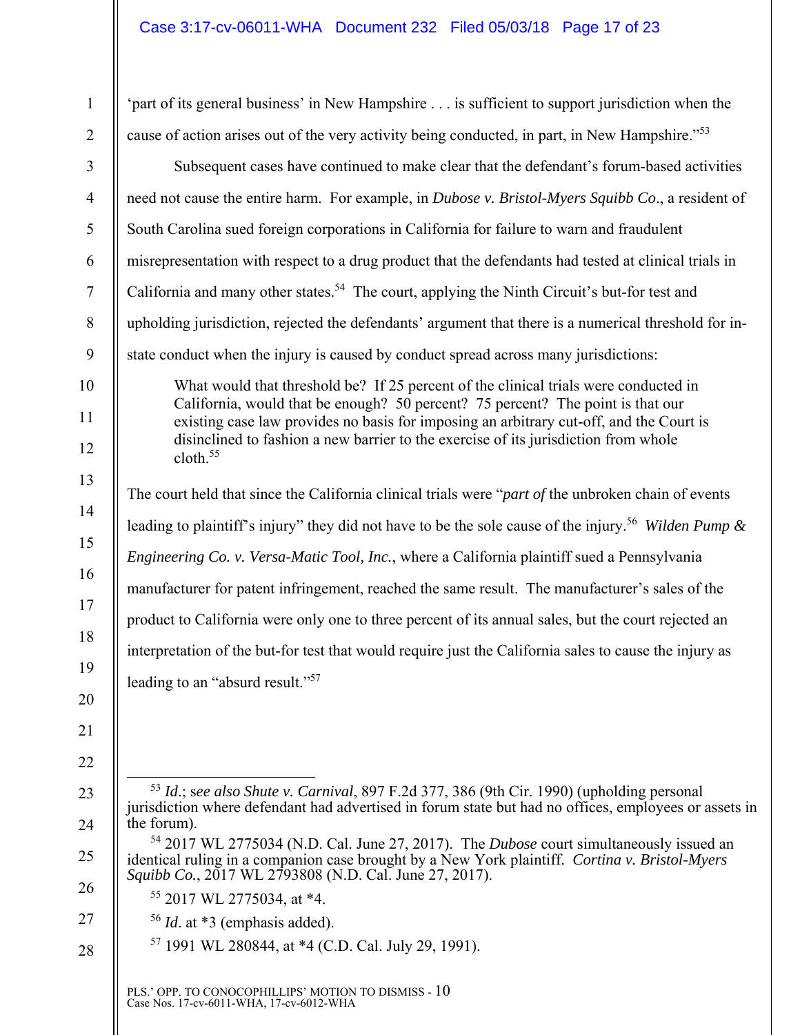'part of its general business' in New Hampshire . . . is sufficient to support jurisdiction when the cause of action arises out of the very activity being conducted, in part, in New Hampshire."[53]

Subsequent cases have continued to make clear that the defendant's forum-based activities need not cause the entire harm. For example, in *Dubose v. Bristol-Myers Squibb Co*., a resident of South Carolina sued foreign corporations in California for failure to warn and fraudulent misrepresentation with respect to a drug product that the defendants had tested at clinical trials in California and many other states.[54] The court, applying the Ninth Circuit's but-for test and upholding jurisdiction, rejected the defendants' argument that there is a numerical threshold for in-state conduct when the injury is caused by conduct spread across many jurisdictions:

> What would that threshold be? If 25 percent of the clinical trials were conducted in California, would that be enough? 50 percent? 75 percent? The point is that our existing case law provides no basis for imposing an arbitrary cut-off, and the Court is disinclined to fashion a new barrier to the exercise of its jurisdiction from whole cloth.[55]

The court held that since the California clinical trials were "*part of* the unbroken chain of events leading to plaintiff's injury" they did not have to be the sole cause of the injury.[56] *Wilden Pump & Engineering Co. v. Versa-Matic Tool, Inc.*, where a California plaintiff sued a Pennsylvania manufacturer for patent infringement, reached the same result. The manufacturer's sales of the product to California were only one to three percent of its annual sales, but the court rejected an interpretation of the but-for test that would require just the California sales to cause the injury as leading to an "absurd result."[57]

---

[53] *Id*.; s*ee also Shute v. Carnival*, 897 F.2d 377, 386 (9th Cir. 1990) (upholding personal jurisdiction where defendant had advertised in forum state but had no offices, employees or assets in the forum).

[54] 2017 WL 2775034 (N.D. Cal. June 27, 2017). The *Dubose* court simultaneously issued an identical ruling in a companion case brought by a New York plaintiff. *Cortina v. Bristol-Myers Squibb Co.*, 2017 WL 2793808 (N.D. Cal. June 27, 2017).

[55] 2017 WL 2775034, at *4.

[56] *Id*. at *3 (emphasis added).

[57] 1991 WL 280844, at *4 (C.D. Cal. July 29, 1991).

PLS.' OPP. TO CONOCOPHILLIPS' MOTION TO DISMISS - 10
Case Nos. 17-cv-6011-WHA, 17-cv-6012-WHA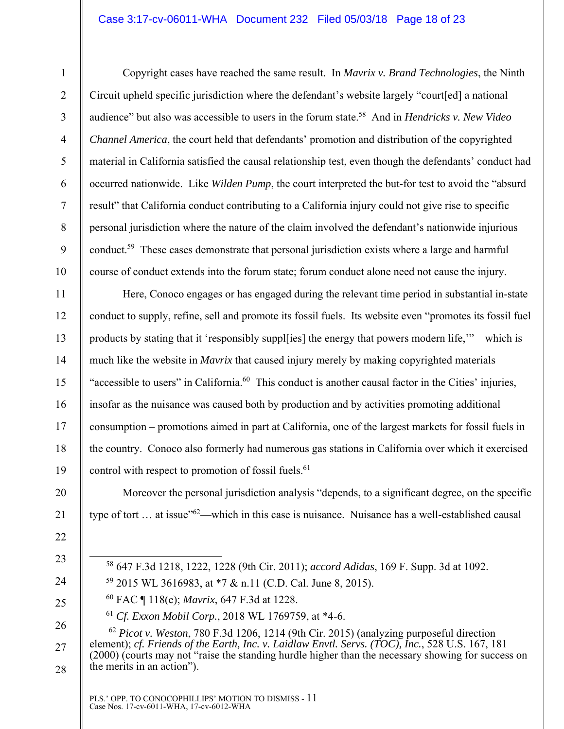Copyright cases have reached the same result. In *Mavrix v. Brand Technologies*, the Ninth Circuit upheld specific jurisdiction where the defendant's website largely "court[ed] a national audience" but also was accessible to users in the forum state.[58] And in *Hendricks v. New Video Channel America*, the court held that defendants' promotion and distribution of the copyrighted material in California satisfied the causal relationship test, even though the defendants' conduct had occurred nationwide. Like *Wilden Pump*, the court interpreted the but-for test to avoid the "absurd result" that California conduct contributing to a California injury could not give rise to specific personal jurisdiction where the nature of the claim involved the defendant's nationwide injurious conduct.[59] These cases demonstrate that personal jurisdiction exists where a large and harmful course of conduct extends into the forum state; forum conduct alone need not cause the injury.

Here, Conoco engages or has engaged during the relevant time period in substantial in-state conduct to supply, refine, sell and promote its fossil fuels. Its website even "promotes its fossil fuel products by stating that it 'responsibly suppl[ies] the energy that powers modern life,'" – which is much like the website in *Mavrix* that caused injury merely by making copyrighted materials "accessible to users" in California.[60] This conduct is another causal factor in the Cities' injuries, insofar as the nuisance was caused both by production and by activities promoting additional consumption – promotions aimed in part at California, one of the largest markets for fossil fuels in the country. Conoco also formerly had numerous gas stations in California over which it exercised control with respect to promotion of fossil fuels.[61]

Moreover the personal jurisdiction analysis "depends, to a significant degree, on the specific type of tort … at issue"[62]—which in this case is nuisance. Nuisance has a well-established causal

---

[58] 647 F.3d 1218, 1222, 1228 (9th Cir. 2011); *accord Adidas*, 169 F. Supp. 3d at 1092.

[59] 2015 WL 3616983, at *7 & n.11 (C.D. Cal. June 8, 2015).

[60] FAC ¶ 118(e); *Mavrix*, 647 F.3d at 1228.

[61] *Cf. Exxon Mobil Corp.*, 2018 WL 1769759, at *4-6.

[62] *Picot v. Weston*, 780 F.3d 1206, 1214 (9th Cir. 2015) (analyzing purposeful direction element); *cf. Friends of the Earth, Inc. v. Laidlaw Envtl. Servs. (TOC), Inc.*, 528 U.S. 167, 181 (2000) (courts may not "raise the standing hurdle higher than the necessary showing for success on the merits in an action").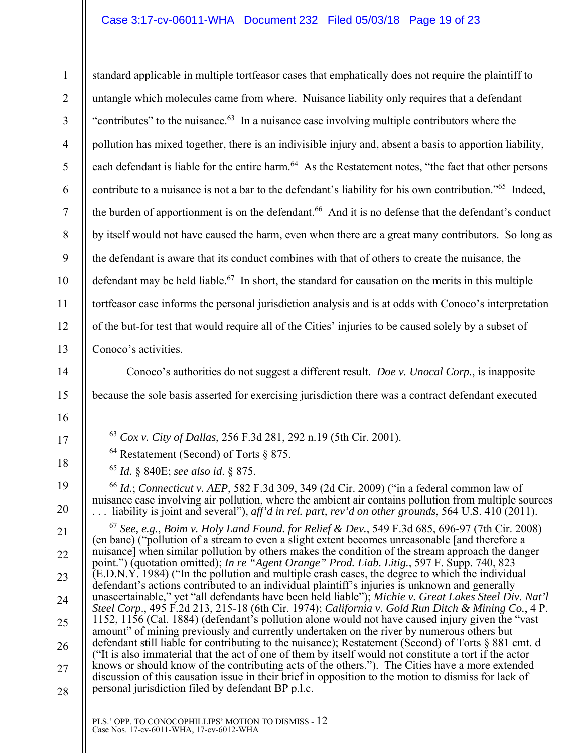standard applicable in multiple tortfeasor cases that emphatically does not require the plaintiff to untangle which molecules came from where. Nuisance liability only requires that a defendant "contributes" to the nuisance.[63] In a nuisance case involving multiple contributors where the pollution has mixed together, there is an indivisible injury and, absent a basis to apportion liability, each defendant is liable for the entire harm.[64] As the Restatement notes, "the fact that other persons contribute to a nuisance is not a bar to the defendant's liability for his own contribution."[65] Indeed, the burden of apportionment is on the defendant.[66] And it is no defense that the defendant's conduct by itself would not have caused the harm, even when there are a great many contributors. So long as the defendant is aware that its conduct combines with that of others to create the nuisance, the defendant may be held liable.[67] In short, the standard for causation on the merits in this multiple tortfeasor case informs the personal jurisdiction analysis and is at odds with Conoco's interpretation of the but-for test that would require all of the Cities' injuries to be caused solely by a subset of Conoco's activities.

Conoco's authorities do not suggest a different result. *Doe v. Unocal Corp.*, is inapposite because the sole basis asserted for exercising jurisdiction there was a contract defendant executed

---

[63] *Cox v. City of Dallas*, 256 F.3d 281, 292 n.19 (5th Cir. 2001).

[64] Restatement (Second) of Torts § 875.

[65] *Id.* § 840E; *see also id.* § 875.

[66] *Id.*; *Connecticut v. AEP*, 582 F.3d 309, 349 (2d Cir. 2009) ("in a federal common law of nuisance case involving air pollution, where the ambient air contains pollution from multiple sources . . . liability is joint and several"), *aff'd in rel. part, rev'd on other grounds*, 564 U.S. 410 (2011).

[67] *See, e.g.*, *Boim v. Holy Land Found. for Relief & Dev.*, 549 F.3d 685, 696-97 (7th Cir. 2008) (en banc) ("pollution of a stream to even a slight extent becomes unreasonable [and therefore a nuisance] when similar pollution by others makes the condition of the stream approach the danger point.") (quotation omitted); *In re "Agent Orange" Prod. Liab. Litig.*, 597 F. Supp. 740, 823 (E.D.N.Y. 1984) ("In the pollution and multiple crash cases, the degree to which the individual defendant's actions contributed to an individual plaintiff's injuries is unknown and generally unascertainable," yet "all defendants have been held liable"); *Michie v. Great Lakes Steel Div. Nat'l Steel Corp.*, 495 F.2d 213, 215-18 (6th Cir. 1974); *California v. Gold Run Ditch & Mining Co.*, 4 P. 1152, 1156 (Cal. 1884) (defendant's pollution alone would not have caused injury given the "vast amount" of mining previously and currently undertaken on the river by numerous others but defendant still liable for contributing to the nuisance); Restatement (Second) of Torts § 881 cmt. d ("It is also immaterial that the act of one of them by itself would not constitute a tort if the actor knows or should know of the contributing acts of the others."). The Cities have a more extended discussion of this causation issue in their brief in opposition to the motion to dismiss for lack of personal jurisdiction filed by defendant BP p.l.c.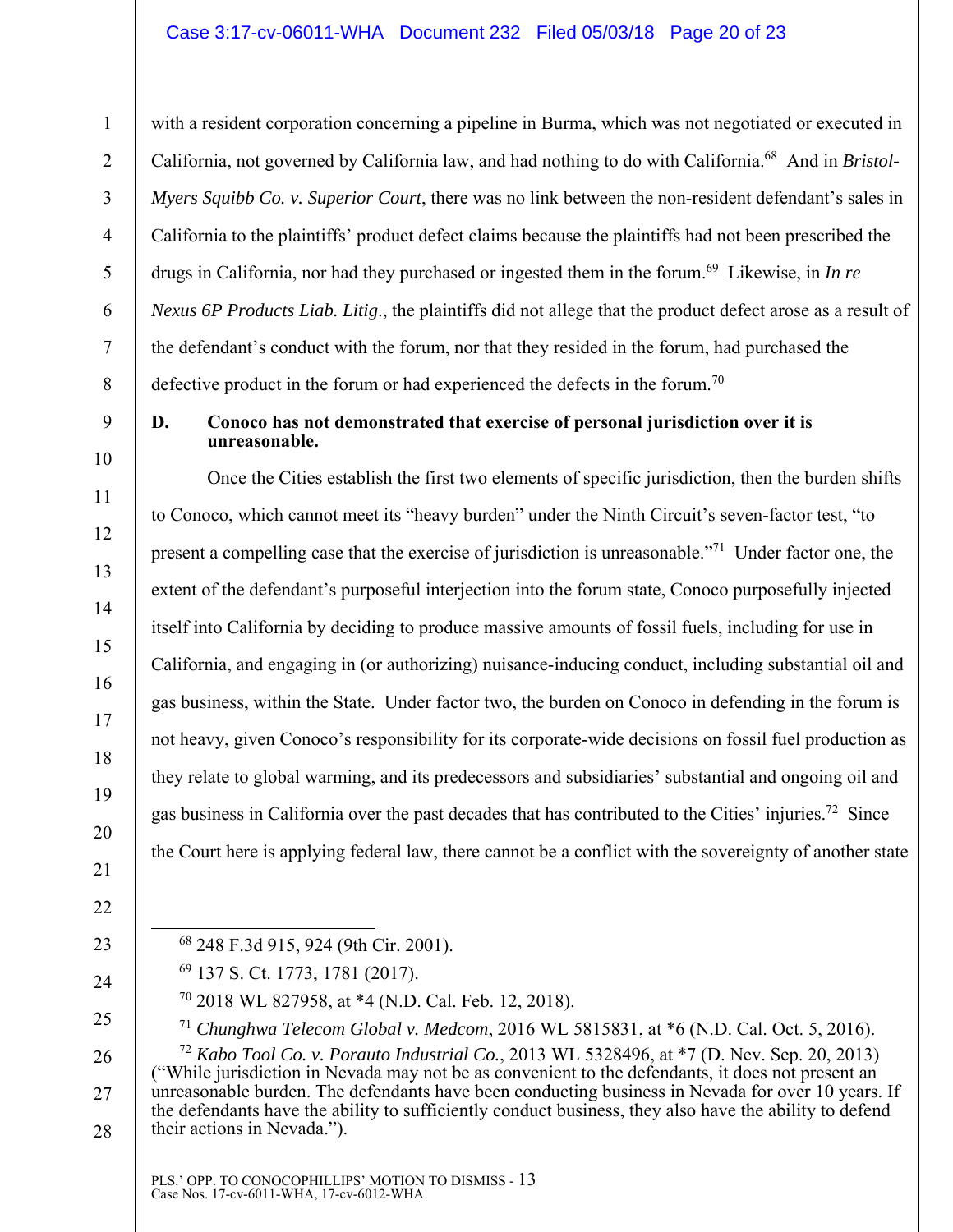with a resident corporation concerning a pipeline in Burma, which was not negotiated or executed in California, not governed by California law, and had nothing to do with California.[68] And in *Bristol-Myers Squibb Co. v. Superior Court*, there was no link between the non-resident defendant's sales in California to the plaintiffs' product defect claims because the plaintiffs had not been prescribed the drugs in California, nor had they purchased or ingested them in the forum.[69] Likewise, in *In re Nexus 6P Products Liab. Litig*., the plaintiffs did not allege that the product defect arose as a result of the defendant's conduct with the forum, nor that they resided in the forum, had purchased the defective product in the forum or had experienced the defects in the forum.[70]

**D. Conoco has not demonstrated that exercise of personal jurisdiction over it is unreasonable.**

Once the Cities establish the first two elements of specific jurisdiction, then the burden shifts to Conoco, which cannot meet its "heavy burden" under the Ninth Circuit's seven-factor test, "to present a compelling case that the exercise of jurisdiction is unreasonable."[71] Under factor one, the extent of the defendant's purposeful interjection into the forum state, Conoco purposefully injected itself into California by deciding to produce massive amounts of fossil fuels, including for use in California, and engaging in (or authorizing) nuisance-inducing conduct, including substantial oil and gas business, within the State. Under factor two, the burden on Conoco in defending in the forum is not heavy, given Conoco's responsibility for its corporate-wide decisions on fossil fuel production as they relate to global warming, and its predecessors and subsidiaries' substantial and ongoing oil and gas business in California over the past decades that has contributed to the Cities' injuries.[72] Since the Court here is applying federal law, there cannot be a conflict with the sovereignty of another state

---

[68] 248 F.3d 915, 924 (9th Cir. 2001).

[69] 137 S. Ct. 1773, 1781 (2017).

[70] 2018 WL 827958, at *4 (N.D. Cal. Feb. 12, 2018).

[71] *Chunghwa Telecom Global v. Medcom*, 2016 WL 5815831, at *6 (N.D. Cal. Oct. 5, 2016).

[72] *Kabo Tool Co. v. Porauto Industrial Co.*, 2013 WL 5328496, at *7 (D. Nev. Sep. 20, 2013) ("While jurisdiction in Nevada may not be as convenient to the defendants, it does not present an unreasonable burden. The defendants have been conducting business in Nevada for over 10 years. If the defendants have the ability to sufficiently conduct business, they also have the ability to defend their actions in Nevada.").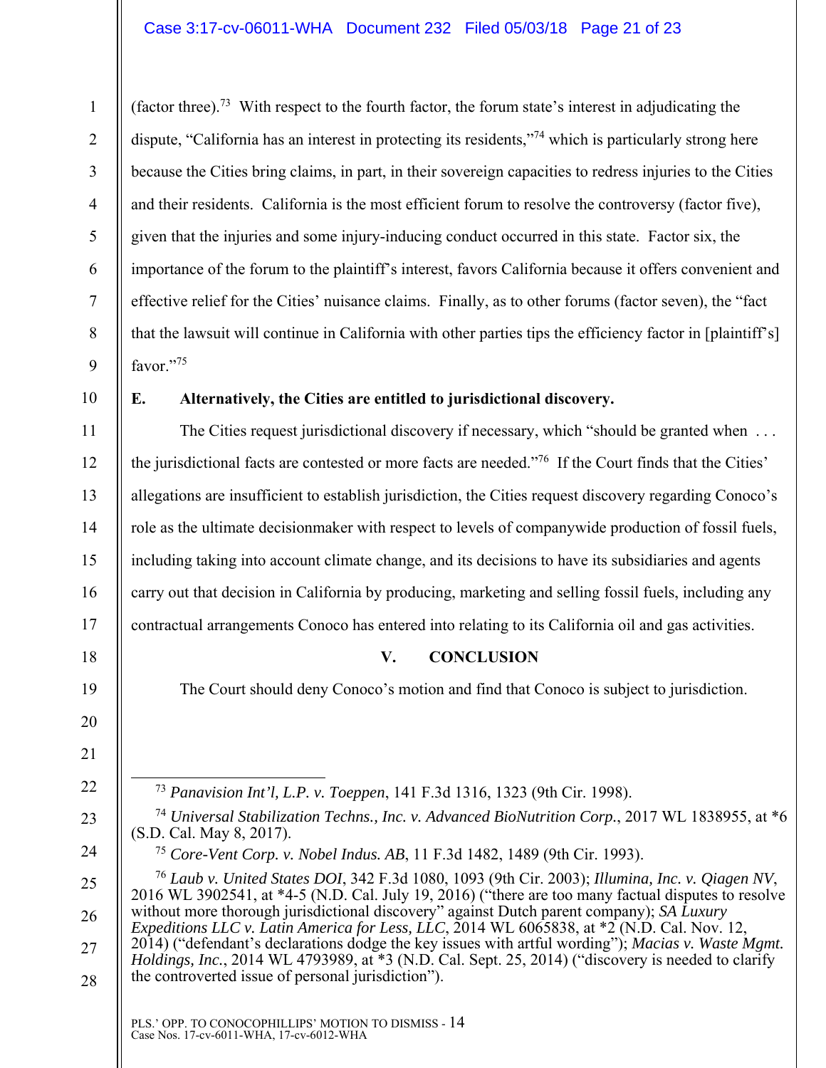(factor three).[73] With respect to the fourth factor, the forum state's interest in adjudicating the dispute, "California has an interest in protecting its residents,"[74] which is particularly strong here because the Cities bring claims, in part, in their sovereign capacities to redress injuries to the Cities and their residents. California is the most efficient forum to resolve the controversy (factor five), given that the injuries and some injury-inducing conduct occurred in this state. Factor six, the importance of the forum to the plaintiff's interest, favors California because it offers convenient and effective relief for the Cities' nuisance claims. Finally, as to other forums (factor seven), the "fact that the lawsuit will continue in California with other parties tips the efficiency factor in [plaintiff's] favor."[75]

### E. Alternatively, the Cities are entitled to jurisdictional discovery.

The Cities request jurisdictional discovery if necessary, which "should be granted when . . . the jurisdictional facts are contested or more facts are needed."[76] If the Court finds that the Cities' allegations are insufficient to establish jurisdiction, the Cities request discovery regarding Conoco's role as the ultimate decisionmaker with respect to levels of companywide production of fossil fuels, including taking into account climate change, and its decisions to have its subsidiaries and agents carry out that decision in California by producing, marketing and selling fossil fuels, including any contractual arrangements Conoco has entered into relating to its California oil and gas activities.

## V. CONCLUSION

The Court should deny Conoco's motion and find that Conoco is subject to jurisdiction.

---

[73] *Panavision Int'l, L.P. v. Toeppen*, 141 F.3d 1316, 1323 (9th Cir. 1998).

[74] *Universal Stabilization Techns., Inc. v. Advanced BioNutrition Corp.*, 2017 WL 1838955, at *6 (S.D. Cal. May 8, 2017).

[75] *Core-Vent Corp. v. Nobel Indus. AB*, 11 F.3d 1482, 1489 (9th Cir. 1993).

[76] *Laub v. United States DOI*, 342 F.3d 1080, 1093 (9th Cir. 2003); *Illumina, Inc. v. Qiagen NV*, 2016 WL 3902541, at *4-5 (N.D. Cal. July 19, 2016) ("there are too many factual disputes to resolve without more thorough jurisdictional discovery" against Dutch parent company); *SA Luxury Expeditions LLC v. Latin America for Less, LLC*, 2014 WL 6065838, at *2 (N.D. Cal. Nov. 12, 2014) ("defendant's declarations dodge the key issues with artful wording"); *Macias v. Waste Mgmt. Holdings, Inc.*, 2014 WL 4793989, at *3 (N.D. Cal. Sept. 25, 2014) ("discovery is needed to clarify the controverted issue of personal jurisdiction").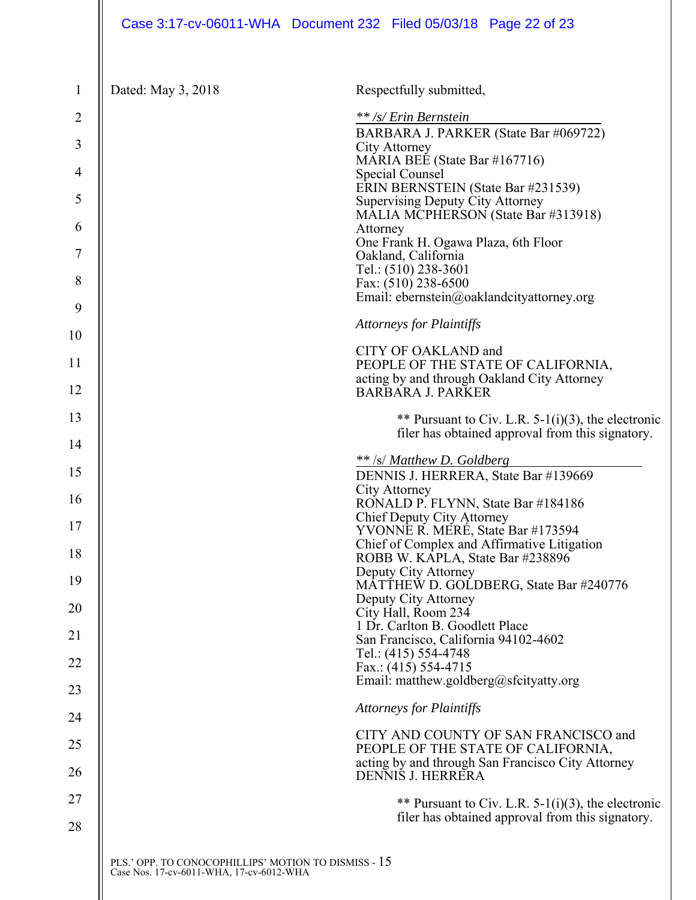Dated: May 3, 2018

Respectfully submitted,

*\*\* /s/ Erin Bernstein*

BARBARA J. PARKER (State Bar #069722)
City Attorney
MARIA BEE (State Bar #167716)
Special Counsel
ERIN BERNSTEIN (State Bar #231539)
Supervising Deputy City Attorney
MALIA MCPHERSON (State Bar #313918)
Attorney
One Frank H. Ogawa Plaza, 6th Floor
Oakland, California
Tel.: (510) 238-3601
Fax: (510) 238-6500
Email: ebernstein@oaklandcityattorney.org

*Attorneys for Plaintiffs*

CITY OF OAKLAND and
PEOPLE OF THE STATE OF CALIFORNIA,
acting by and through Oakland City Attorney
BARBARA J. PARKER

\*\* Pursuant to Civ. L.R. 5-1(i)(3), the electronic filer has obtained approval from this signatory.

\*\* /s/ *Matthew D. Goldberg*

DENNIS J. HERRERA, State Bar #139669
City Attorney
RONALD P. FLYNN, State Bar #184186
Chief Deputy City Attorney
YVONNE R. MERÉ, State Bar #173594
Chief of Complex and Affirmative Litigation
ROBB W. KAPLA, State Bar #238896
Deputy City Attorney
MATTHEW D. GOLDBERG, State Bar #240776
Deputy City Attorney
City Hall, Room 234
1 Dr. Carlton B. Goodlett Place
San Francisco, California 94102-4602
Tel.: (415) 554-4748
Fax.: (415) 554-4715
Email: matthew.goldberg@sfcityatty.org

*Attorneys for Plaintiffs*

CITY AND COUNTY OF SAN FRANCISCO and
PEOPLE OF THE STATE OF CALIFORNIA,
acting by and through San Francisco City Attorney
DENNIS J. HERRERA

\*\* Pursuant to Civ. L.R. 5-1(i)(3), the electronic filer has obtained approval from this signatory.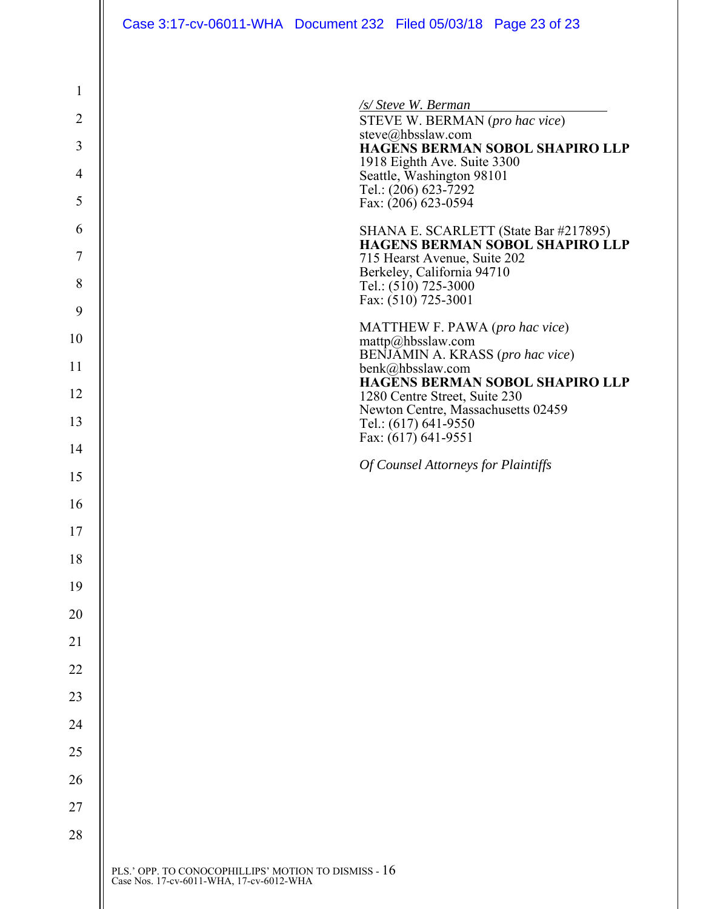*/s/ Steve W. Berman*
STEVE W. BERMAN (*pro hac vice*)
steve@hbsslaw.com
**HAGENS BERMAN SOBOL SHAPIRO LLP**
1918 Eighth Ave. Suite 3300
Seattle, Washington 98101
Tel.: (206) 623-7292
Fax: (206) 623-0594

SHANA E. SCARLETT (State Bar #217895)
**HAGENS BERMAN SOBOL SHAPIRO LLP**
715 Hearst Avenue, Suite 202
Berkeley, California 94710
Tel.: (510) 725-3000
Fax: (510) 725-3001

MATTHEW F. PAWA (*pro hac vice*)
mattp@hbsslaw.com
BENJAMIN A. KRASS (*pro hac vice*)
benk@hbsslaw.com
**HAGENS BERMAN SOBOL SHAPIRO LLP**
1280 Centre Street, Suite 230
Newton Centre, Massachusetts 02459
Tel.: (617) 641-9550
Fax: (617) 641-9551

*Of Counsel Attorneys for Plaintiffs*